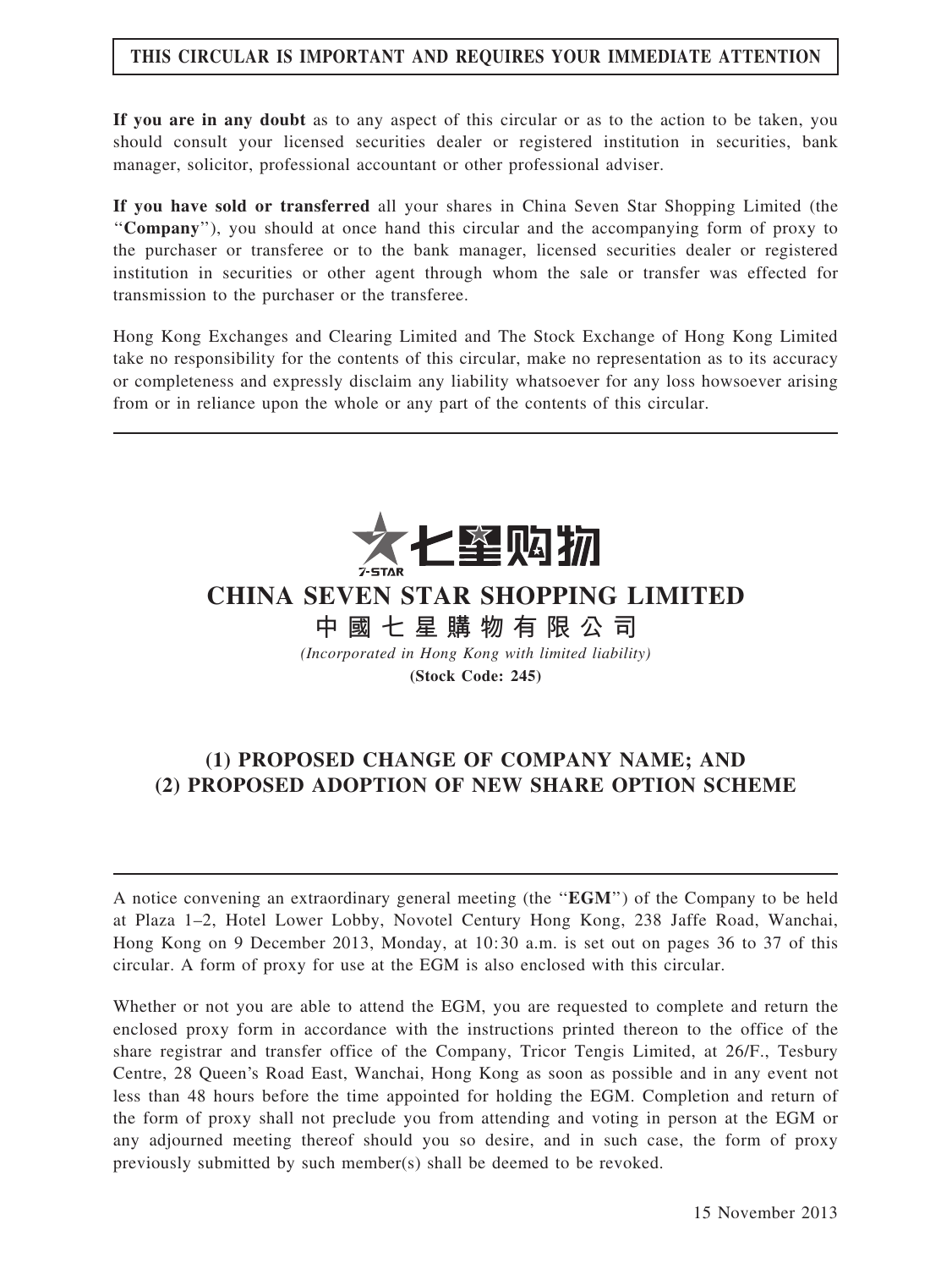**THIS CIRCULAR IS IMPORTANT AND REQUIRES YOUR IMMEDIATE ATTENTION**

**If you are in any doubt** as to any aspect of this circular or as to the action to be taken, you should consult your licensed securities dealer or registered institution in securities, bank manager, solicitor, professional accountant or other professional adviser.

**If you have sold or transferred** all your shares in China Seven Star Shopping Limited (the "**Company**"), you should at once hand this circular and the accompanying form of proxy to the purchaser or transferee or to the bank manager, licensed securities dealer or registered institution in securities or other agent through whom the sale or transfer was effected for transmission to the purchaser or the transferee.

Hong Kong Exchanges and Clearing Limited and The Stock Exchange of Hong Kong Limited take no responsibility for the contents of this circular, make no representation as to its accuracy or completeness and expressly disclaim any liability whatsoever for any loss howsoever arising from or in reliance upon the whole or any part of the contents of this circular.

7-STAR 七星购物

# CHINA SEVEN STAR SHOPPING LIMITED

# 中國七星購物有限公司

*(Incorporated in Hong Kong with limited liability)*

**(Stock Code: 245)**

## (1) PROPOSED CHANGE OF COMPANY NAME; AND (2) PROPOSED ADOPTION OF NEW SHARE OPTION SCHEME

A notice convening an extraordinary general meeting (the "**EGM**") of the Company to be held at Plaza 1–2, Hotel Lower Lobby, Novotel Century Hong Kong, 238 Jaffe Road, Wanchai, Hong Kong on 9 December 2013, Monday, at 10:30 a.m. is set out on pages 36 to 37 of this circular. A form of proxy for use at the EGM is also enclosed with this circular.

Whether or not you are able to attend the EGM, you are requested to complete and return the enclosed proxy form in accordance with the instructions printed thereon to the office of the share registrar and transfer office of the Company, Tricor Tengis Limited, at 26/F., Tesbury Centre, 28 Queen's Road East, Wanchai, Hong Kong as soon as possible and in any event not less than 48 hours before the time appointed for holding the EGM. Completion and return of the form of proxy shall not preclude you from attending and voting in person at the EGM or any adjourned meeting thereof should you so desire, and in such case, the form of proxy previously submitted by such member(s) shall be deemed to be revoked.

15 November 2013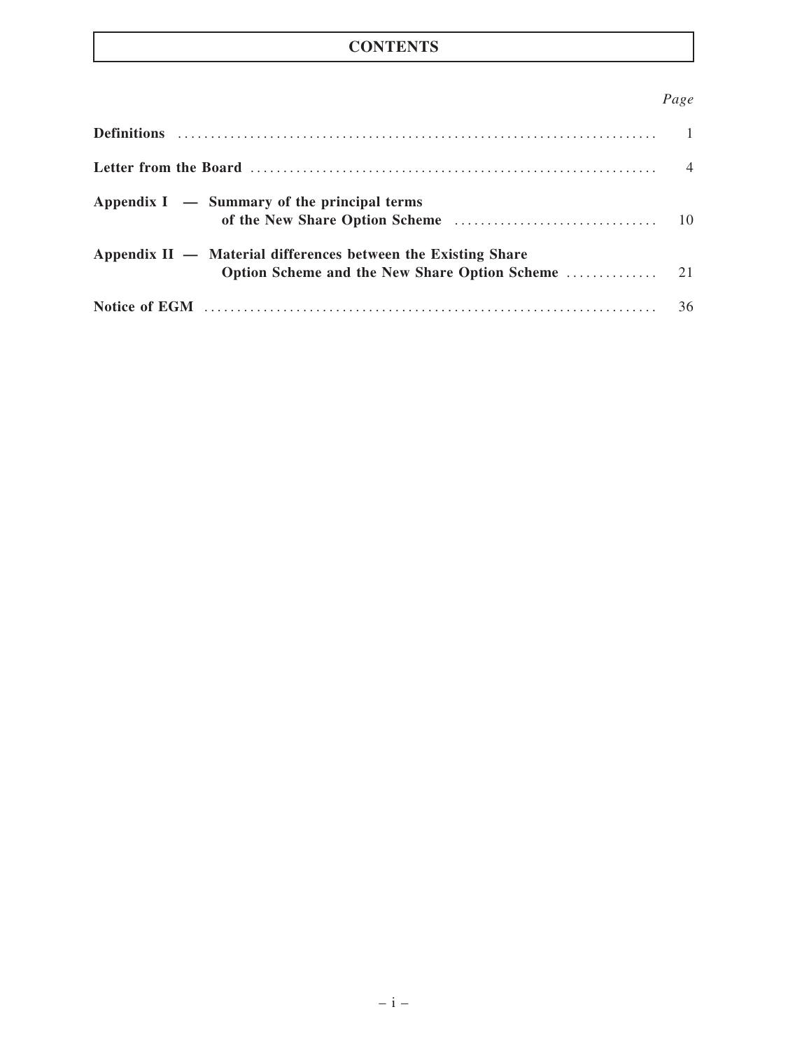# CONTENTS

| | *Page* |
|---|---|
| **Definitions** | 1 |
| **Letter from the Board** | 4 |
| **Appendix I — Summary of the principal terms of the New Share Option Scheme** | 10 |
| **Appendix II — Material differences between the Existing Share Option Scheme and the New Share Option Scheme** | 21 |
| **Notice of EGM** | 36 |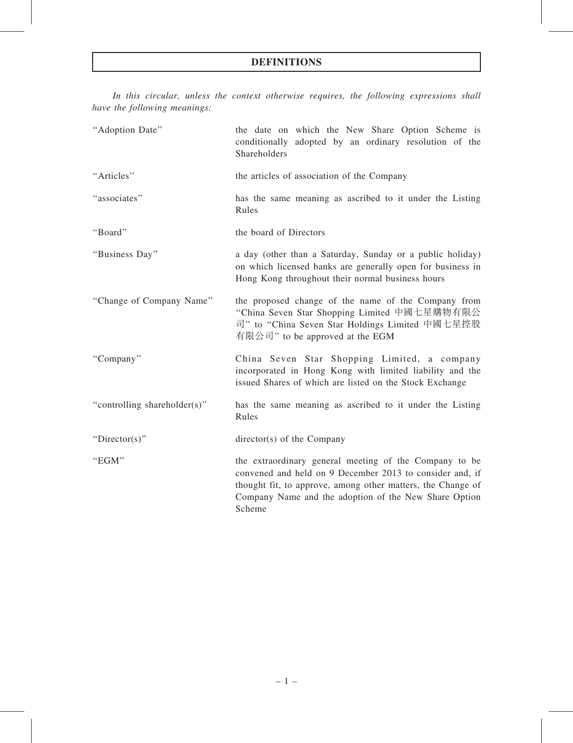# DEFINITIONS

*In this circular, unless the context otherwise requires, the following expressions shall have the following meanings:*

| | |
|---|---|
| "Adoption Date" | the date on which the New Share Option Scheme is conditionally adopted by an ordinary resolution of the Shareholders |
| "Articles" | the articles of association of the Company |
| "associates" | has the same meaning as ascribed to it under the Listing Rules |
| "Board" | the board of Directors |
| "Business Day" | a day (other than a Saturday, Sunday or a public holiday) on which licensed banks are generally open for business in Hong Kong throughout their normal business hours |
| "Change of Company Name" | the proposed change of the name of the Company from "China Seven Star Shopping Limited 中國七星購物有限公司" to "China Seven Star Holdings Limited 中國七星控股有限公司" to be approved at the EGM |
| "Company" | China Seven Star Shopping Limited, a company incorporated in Hong Kong with limited liability and the issued Shares of which are listed on the Stock Exchange |
| "controlling shareholder(s)" | has the same meaning as ascribed to it under the Listing Rules |
| "Director(s)" | director(s) of the Company |
| "EGM" | the extraordinary general meeting of the Company to be convened and held on 9 December 2013 to consider and, if thought fit, to approve, among other matters, the Change of Company Name and the adoption of the New Share Option Scheme |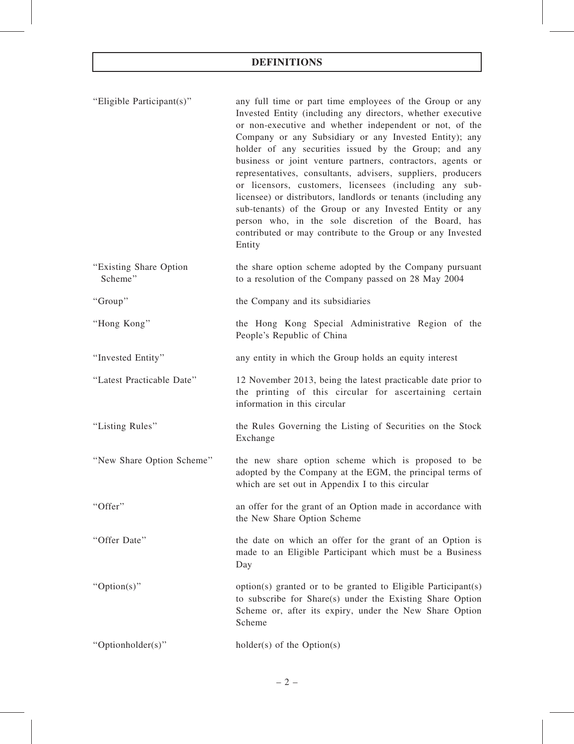# DEFINITIONS

| | |
|---|---|
| "Eligible Participant(s)" | any full time or part time employees of the Group or any Invested Entity (including any directors, whether executive or non-executive and whether independent or not, of the Company or any Subsidiary or any Invested Entity); any holder of any securities issued by the Group; and any business or joint venture partners, contractors, agents or representatives, consultants, advisers, suppliers, producers or licensors, customers, licensees (including any sub-licensee) or distributors, landlords or tenants (including any sub-tenants) of the Group or any Invested Entity or any person who, in the sole discretion of the Board, has contributed or may contribute to the Group or any Invested Entity |
| "Existing Share Option Scheme" | the share option scheme adopted by the Company pursuant to a resolution of the Company passed on 28 May 2004 |
| "Group" | the Company and its subsidiaries |
| "Hong Kong" | the Hong Kong Special Administrative Region of the People's Republic of China |
| "Invested Entity" | any entity in which the Group holds an equity interest |
| "Latest Practicable Date" | 12 November 2013, being the latest practicable date prior to the printing of this circular for ascertaining certain information in this circular |
| "Listing Rules" | the Rules Governing the Listing of Securities on the Stock Exchange |
| "New Share Option Scheme" | the new share option scheme which is proposed to be adopted by the Company at the EGM, the principal terms of which are set out in Appendix I to this circular |
| "Offer" | an offer for the grant of an Option made in accordance with the New Share Option Scheme |
| "Offer Date" | the date on which an offer for the grant of an Option is made to an Eligible Participant which must be a Business Day |
| "Option(s)" | option(s) granted or to be granted to Eligible Participant(s) to subscribe for Share(s) under the Existing Share Option Scheme or, after its expiry, under the New Share Option Scheme |
| "Optionholder(s)" | holder(s) of the Option(s) |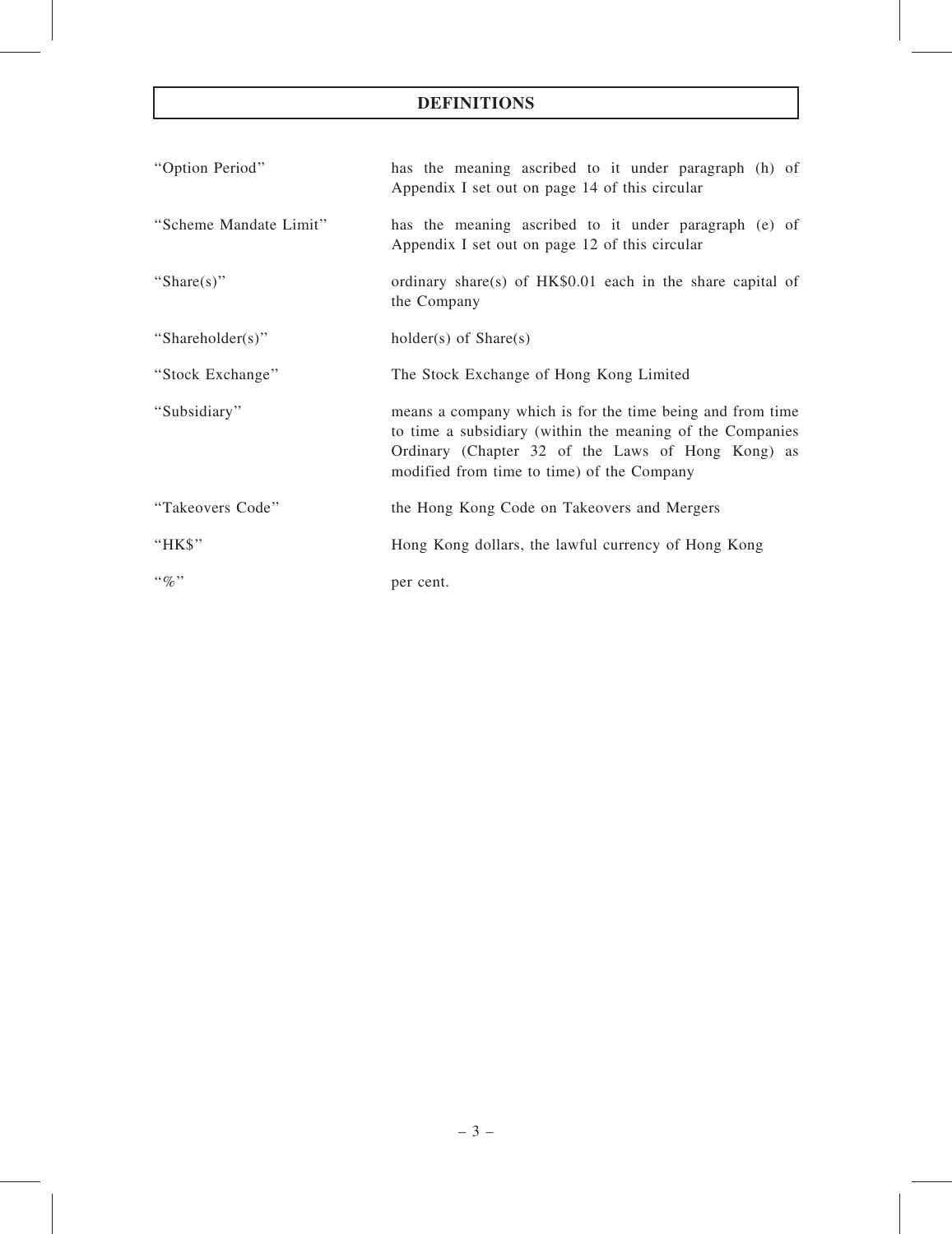# DEFINITIONS

| | |
|---|---|
| "Option Period" | has the meaning ascribed to it under paragraph (h) of Appendix I set out on page 14 of this circular |
| "Scheme Mandate Limit" | has the meaning ascribed to it under paragraph (e) of Appendix I set out on page 12 of this circular |
| "Share(s)" | ordinary share(s) of HK$0.01 each in the share capital of the Company |
| "Shareholder(s)" | holder(s) of Share(s) |
| "Stock Exchange" | The Stock Exchange of Hong Kong Limited |
| "Subsidiary" | means a company which is for the time being and from time to time a subsidiary (within the meaning of the Companies Ordinary (Chapter 32 of the Laws of Hong Kong) as modified from time to time) of the Company |
| "Takeovers Code" | the Hong Kong Code on Takeovers and Mergers |
| "HK$" | Hong Kong dollars, the lawful currency of Hong Kong |
| "%" | per cent. |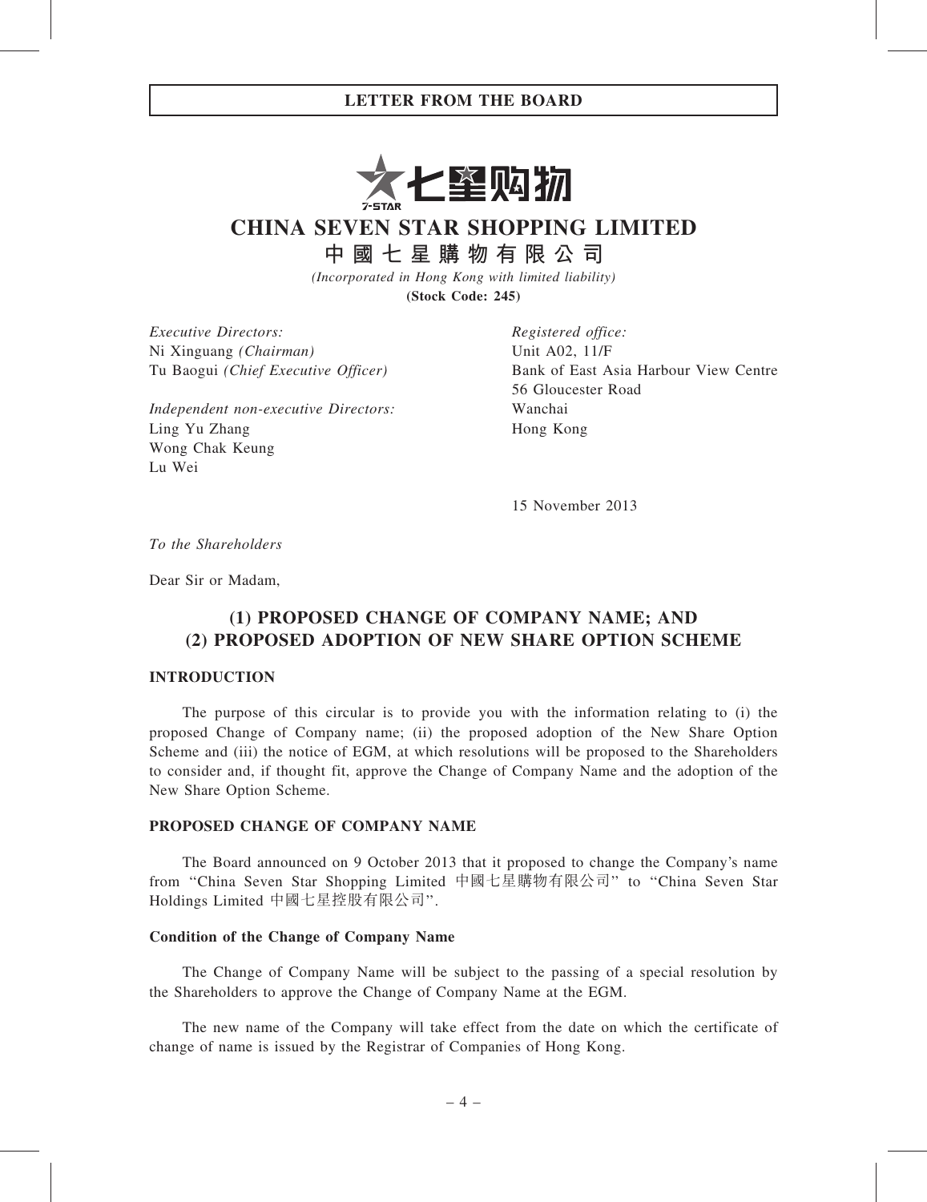# CHINA SEVEN STAR SHOPPING LIMITED

## 中國七星購物有限公司

*(Incorporated in Hong Kong with limited liability)*

**(Stock Code: 245)**

*Executive Directors:*
Ni Xinguang *(Chairman)*
Tu Baogui *(Chief Executive Officer)*

*Independent non-executive Directors:*
Ling Yu Zhang
Wong Chak Keung
Lu Wei

*Registered office:*
Unit A02, 11/F
Bank of East Asia Harbour View Centre
56 Gloucester Road
Wanchai
Hong Kong

15 November 2013

*To the Shareholders*

Dear Sir or Madam,

## (1) PROPOSED CHANGE OF COMPANY NAME; AND (2) PROPOSED ADOPTION OF NEW SHARE OPTION SCHEME

### INTRODUCTION

The purpose of this circular is to provide you with the information relating to (i) the proposed Change of Company name; (ii) the proposed adoption of the New Share Option Scheme and (iii) the notice of EGM, at which resolutions will be proposed to the Shareholders to consider and, if thought fit, approve the Change of Company Name and the adoption of the New Share Option Scheme.

### PROPOSED CHANGE OF COMPANY NAME

The Board announced on 9 October 2013 that it proposed to change the Company's name from "China Seven Star Shopping Limited 中國七星購物有限公司" to "China Seven Star Holdings Limited 中國七星控股有限公司".

#### Condition of the Change of Company Name

The Change of Company Name will be subject to the passing of a special resolution by the Shareholders to approve the Change of Company Name at the EGM.

The new name of the Company will take effect from the date on which the certificate of change of name is issued by the Registrar of Companies of Hong Kong.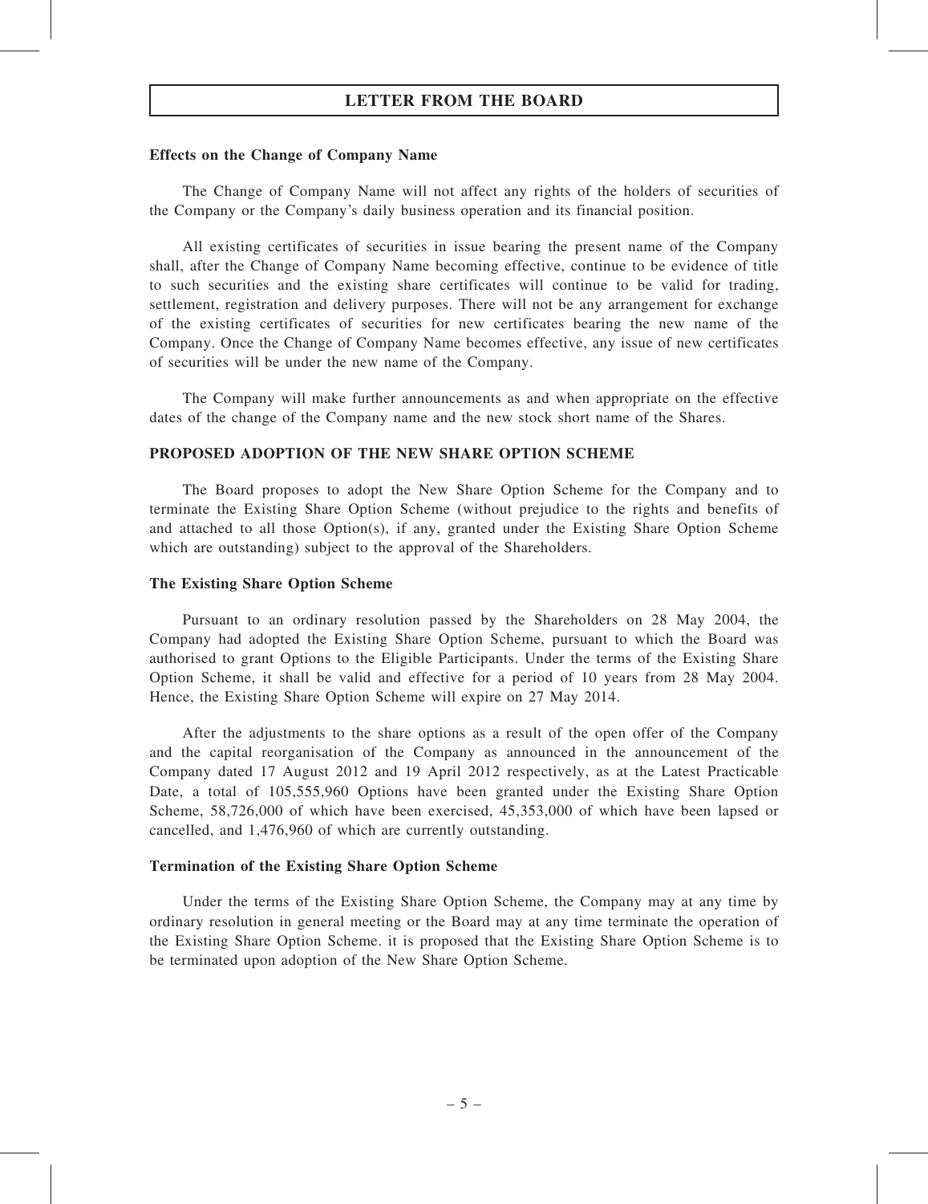## LETTER FROM THE BOARD

### Effects on the Change of Company Name

The Change of Company Name will not affect any rights of the holders of securities of the Company or the Company's daily business operation and its financial position.

All existing certificates of securities in issue bearing the present name of the Company shall, after the Change of Company Name becoming effective, continue to be evidence of title to such securities and the existing share certificates will continue to be valid for trading, settlement, registration and delivery purposes. There will not be any arrangement for exchange of the existing certificates of securities for new certificates bearing the new name of the Company. Once the Change of Company Name becomes effective, any issue of new certificates of securities will be under the new name of the Company.

The Company will make further announcements as and when appropriate on the effective dates of the change of the Company name and the new stock short name of the Shares.

## PROPOSED ADOPTION OF THE NEW SHARE OPTION SCHEME

The Board proposes to adopt the New Share Option Scheme for the Company and to terminate the Existing Share Option Scheme (without prejudice to the rights and benefits of and attached to all those Option(s), if any, granted under the Existing Share Option Scheme which are outstanding) subject to the approval of the Shareholders.

### The Existing Share Option Scheme

Pursuant to an ordinary resolution passed by the Shareholders on 28 May 2004, the Company had adopted the Existing Share Option Scheme, pursuant to which the Board was authorised to grant Options to the Eligible Participants. Under the terms of the Existing Share Option Scheme, it shall be valid and effective for a period of 10 years from 28 May 2004. Hence, the Existing Share Option Scheme will expire on 27 May 2014.

After the adjustments to the share options as a result of the open offer of the Company and the capital reorganisation of the Company as announced in the announcement of the Company dated 17 August 2012 and 19 April 2012 respectively, as at the Latest Practicable Date, a total of 105,555,960 Options have been granted under the Existing Share Option Scheme, 58,726,000 of which have been exercised, 45,353,000 of which have been lapsed or cancelled, and 1,476,960 of which are currently outstanding.

### Termination of the Existing Share Option Scheme

Under the terms of the Existing Share Option Scheme, the Company may at any time by ordinary resolution in general meeting or the Board may at any time terminate the operation of the Existing Share Option Scheme. it is proposed that the Existing Share Option Scheme is to be terminated upon adoption of the New Share Option Scheme.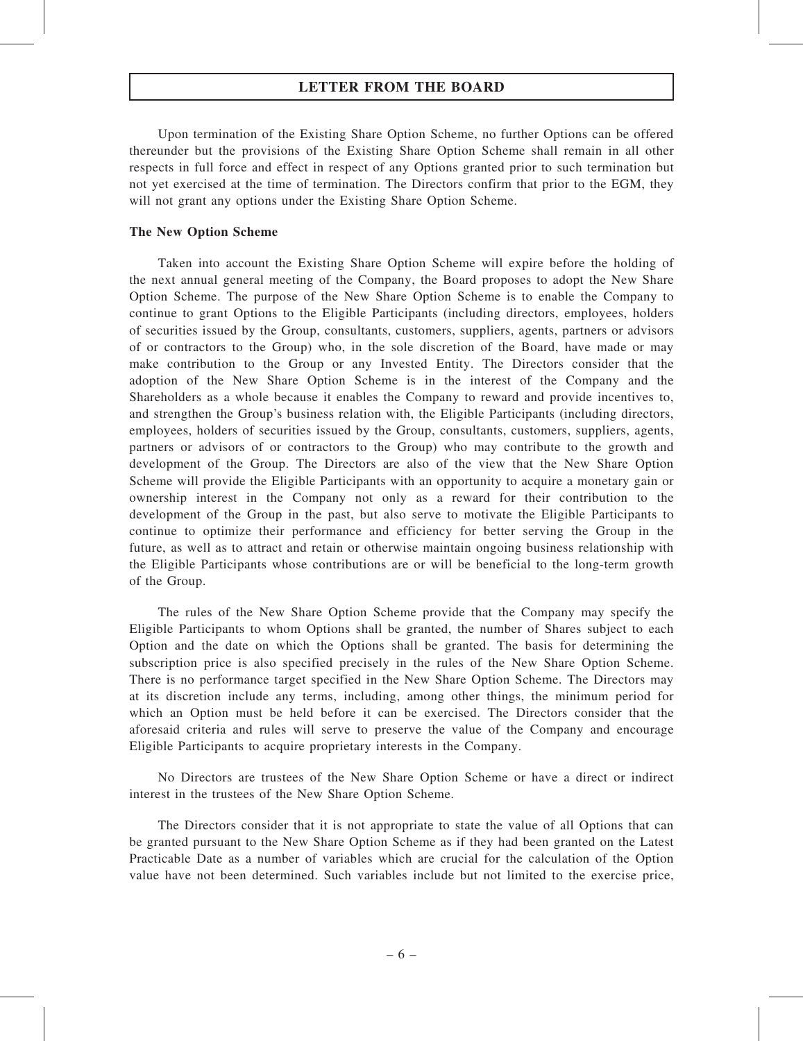Upon termination of the Existing Share Option Scheme, no further Options can be offered thereunder but the provisions of the Existing Share Option Scheme shall remain in all other respects in full force and effect in respect of any Options granted prior to such termination but not yet exercised at the time of termination. The Directors confirm that prior to the EGM, they will not grant any options under the Existing Share Option Scheme.

**The New Option Scheme**

Taken into account the Existing Share Option Scheme will expire before the holding of the next annual general meeting of the Company, the Board proposes to adopt the New Share Option Scheme. The purpose of the New Share Option Scheme is to enable the Company to continue to grant Options to the Eligible Participants (including directors, employees, holders of securities issued by the Group, consultants, customers, suppliers, agents, partners or advisors of or contractors to the Group) who, in the sole discretion of the Board, have made or may make contribution to the Group or any Invested Entity. The Directors consider that the adoption of the New Share Option Scheme is in the interest of the Company and the Shareholders as a whole because it enables the Company to reward and provide incentives to, and strengthen the Group's business relation with, the Eligible Participants (including directors, employees, holders of securities issued by the Group, consultants, customers, suppliers, agents, partners or advisors of or contractors to the Group) who may contribute to the growth and development of the Group. The Directors are also of the view that the New Share Option Scheme will provide the Eligible Participants with an opportunity to acquire a monetary gain or ownership interest in the Company not only as a reward for their contribution to the development of the Group in the past, but also serve to motivate the Eligible Participants to continue to optimize their performance and efficiency for better serving the Group in the future, as well as to attract and retain or otherwise maintain ongoing business relationship with the Eligible Participants whose contributions are or will be beneficial to the long-term growth of the Group.

The rules of the New Share Option Scheme provide that the Company may specify the Eligible Participants to whom Options shall be granted, the number of Shares subject to each Option and the date on which the Options shall be granted. The basis for determining the subscription price is also specified precisely in the rules of the New Share Option Scheme. There is no performance target specified in the New Share Option Scheme. The Directors may at its discretion include any terms, including, among other things, the minimum period for which an Option must be held before it can be exercised. The Directors consider that the aforesaid criteria and rules will serve to preserve the value of the Company and encourage Eligible Participants to acquire proprietary interests in the Company.

No Directors are trustees of the New Share Option Scheme or have a direct or indirect interest in the trustees of the New Share Option Scheme.

The Directors consider that it is not appropriate to state the value of all Options that can be granted pursuant to the New Share Option Scheme as if they had been granted on the Latest Practicable Date as a number of variables which are crucial for the calculation of the Option value have not been determined. Such variables include but not limited to the exercise price,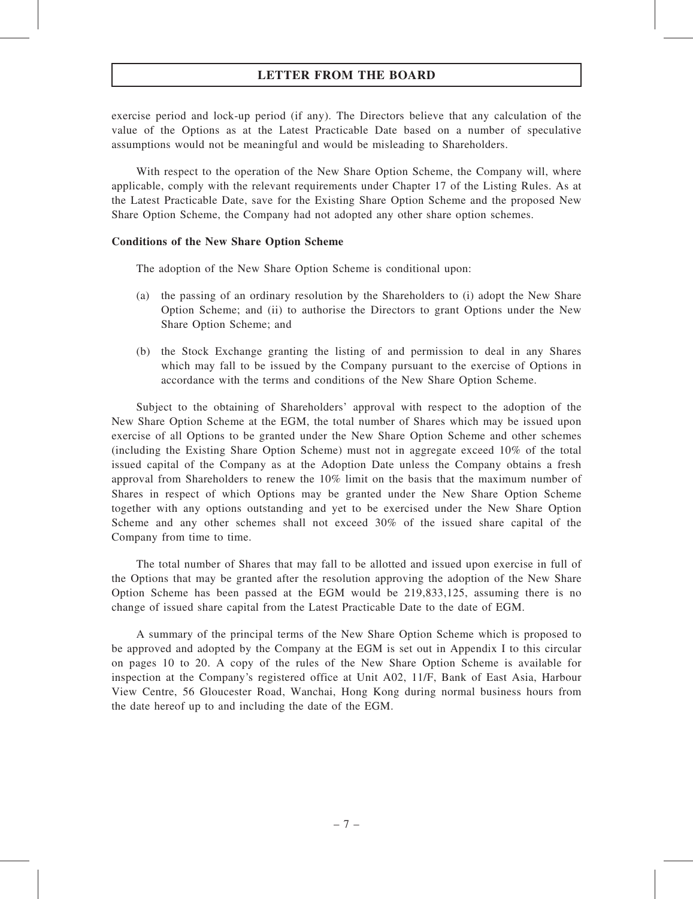exercise period and lock-up period (if any). The Directors believe that any calculation of the value of the Options as at the Latest Practicable Date based on a number of speculative assumptions would not be meaningful and would be misleading to Shareholders.

With respect to the operation of the New Share Option Scheme, the Company will, where applicable, comply with the relevant requirements under Chapter 17 of the Listing Rules. As at the Latest Practicable Date, save for the Existing Share Option Scheme and the proposed New Share Option Scheme, the Company had not adopted any other share option schemes.

**Conditions of the New Share Option Scheme**

The adoption of the New Share Option Scheme is conditional upon:

(a) the passing of an ordinary resolution by the Shareholders to (i) adopt the New Share Option Scheme; and (ii) to authorise the Directors to grant Options under the New Share Option Scheme; and

(b) the Stock Exchange granting the listing of and permission to deal in any Shares which may fall to be issued by the Company pursuant to the exercise of Options in accordance with the terms and conditions of the New Share Option Scheme.

Subject to the obtaining of Shareholders' approval with respect to the adoption of the New Share Option Scheme at the EGM, the total number of Shares which may be issued upon exercise of all Options to be granted under the New Share Option Scheme and other schemes (including the Existing Share Option Scheme) must not in aggregate exceed 10% of the total issued capital of the Company as at the Adoption Date unless the Company obtains a fresh approval from Shareholders to renew the 10% limit on the basis that the maximum number of Shares in respect of which Options may be granted under the New Share Option Scheme together with any options outstanding and yet to be exercised under the New Share Option Scheme and any other schemes shall not exceed 30% of the issued share capital of the Company from time to time.

The total number of Shares that may fall to be allotted and issued upon exercise in full of the Options that may be granted after the resolution approving the adoption of the New Share Option Scheme has been passed at the EGM would be 219,833,125, assuming there is no change of issued share capital from the Latest Practicable Date to the date of EGM.

A summary of the principal terms of the New Share Option Scheme which is proposed to be approved and adopted by the Company at the EGM is set out in Appendix I to this circular on pages 10 to 20. A copy of the rules of the New Share Option Scheme is available for inspection at the Company's registered office at Unit A02, 11/F, Bank of East Asia, Harbour View Centre, 56 Gloucester Road, Wanchai, Hong Kong during normal business hours from the date hereof up to and including the date of the EGM.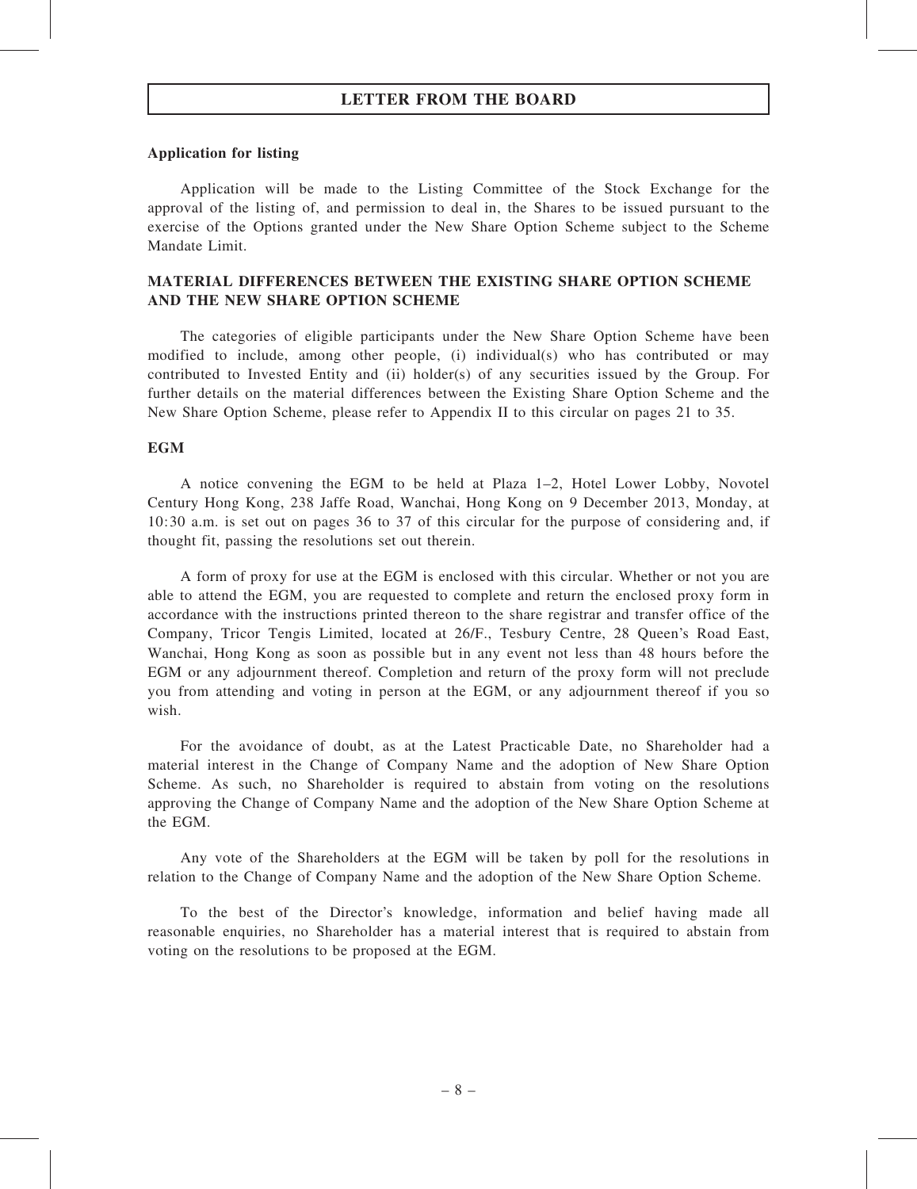**Application for listing**

Application will be made to the Listing Committee of the Stock Exchange for the approval of the listing of, and permission to deal in, the Shares to be issued pursuant to the exercise of the Options granted under the New Share Option Scheme subject to the Scheme Mandate Limit.

## MATERIAL DIFFERENCES BETWEEN THE EXISTING SHARE OPTION SCHEME AND THE NEW SHARE OPTION SCHEME

The categories of eligible participants under the New Share Option Scheme have been modified to include, among other people, (i) individual(s) who has contributed or may contributed to Invested Entity and (ii) holder(s) of any securities issued by the Group. For further details on the material differences between the Existing Share Option Scheme and the New Share Option Scheme, please refer to Appendix II to this circular on pages 21 to 35.

## EGM

A notice convening the EGM to be held at Plaza 1–2, Hotel Lower Lobby, Novotel Century Hong Kong, 238 Jaffe Road, Wanchai, Hong Kong on 9 December 2013, Monday, at 10:30 a.m. is set out on pages 36 to 37 of this circular for the purpose of considering and, if thought fit, passing the resolutions set out therein.

A form of proxy for use at the EGM is enclosed with this circular. Whether or not you are able to attend the EGM, you are requested to complete and return the enclosed proxy form in accordance with the instructions printed thereon to the share registrar and transfer office of the Company, Tricor Tengis Limited, located at 26/F., Tesbury Centre, 28 Queen's Road East, Wanchai, Hong Kong as soon as possible but in any event not less than 48 hours before the EGM or any adjournment thereof. Completion and return of the proxy form will not preclude you from attending and voting in person at the EGM, or any adjournment thereof if you so wish.

For the avoidance of doubt, as at the Latest Practicable Date, no Shareholder had a material interest in the Change of Company Name and the adoption of New Share Option Scheme. As such, no Shareholder is required to abstain from voting on the resolutions approving the Change of Company Name and the adoption of the New Share Option Scheme at the EGM.

Any vote of the Shareholders at the EGM will be taken by poll for the resolutions in relation to the Change of Company Name and the adoption of the New Share Option Scheme.

To the best of the Director's knowledge, information and belief having made all reasonable enquiries, no Shareholder has a material interest that is required to abstain from voting on the resolutions to be proposed at the EGM.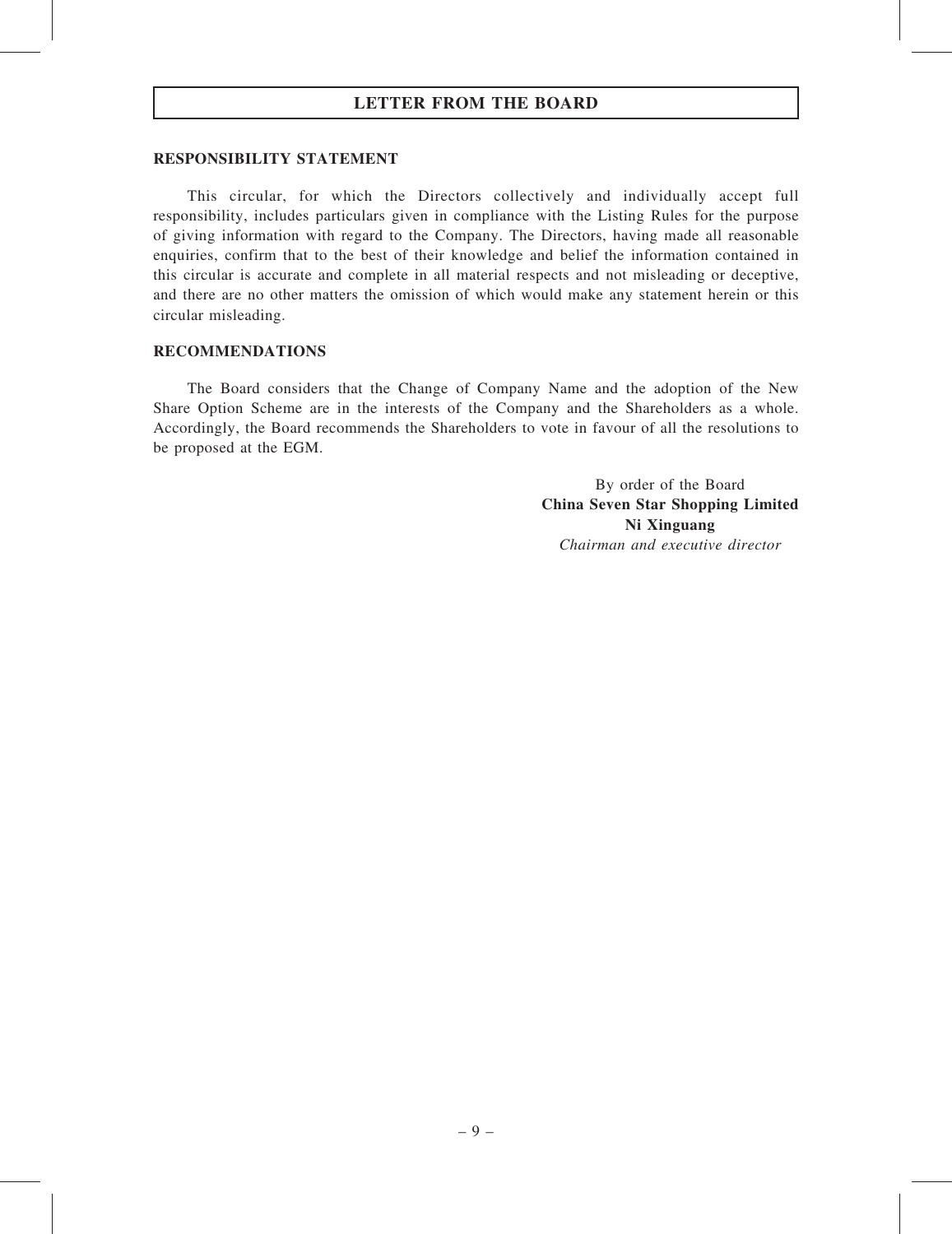## RESPONSIBILITY STATEMENT

This circular, for which the Directors collectively and individually accept full responsibility, includes particulars given in compliance with the Listing Rules for the purpose of giving information with regard to the Company. The Directors, having made all reasonable enquiries, confirm that to the best of their knowledge and belief the information contained in this circular is accurate and complete in all material respects and not misleading or deceptive, and there are no other matters the omission of which would make any statement herein or this circular misleading.

## RECOMMENDATIONS

The Board considers that the Change of Company Name and the adoption of the New Share Option Scheme are in the interests of the Company and the Shareholders as a whole. Accordingly, the Board recommends the Shareholders to vote in favour of all the resolutions to be proposed at the EGM.

By order of the Board
**China Seven Star Shopping Limited**
**Ni Xinguang**
*Chairman and executive director*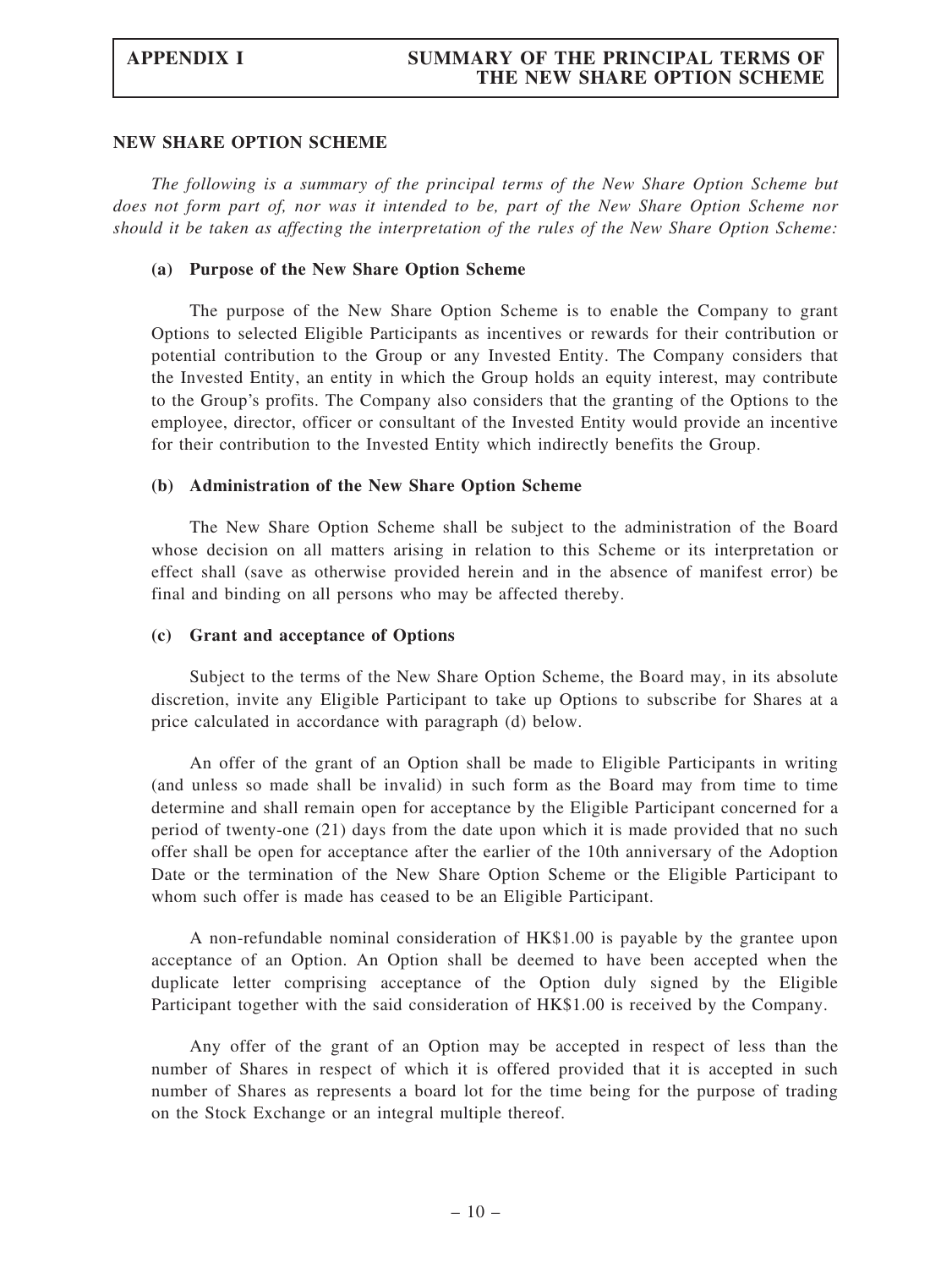## NEW SHARE OPTION SCHEME

*The following is a summary of the principal terms of the New Share Option Scheme but does not form part of, nor was it intended to be, part of the New Share Option Scheme nor should it be taken as affecting the interpretation of the rules of the New Share Option Scheme:*

### (a) Purpose of the New Share Option Scheme

The purpose of the New Share Option Scheme is to enable the Company to grant Options to selected Eligible Participants as incentives or rewards for their contribution or potential contribution to the Group or any Invested Entity. The Company considers that the Invested Entity, an entity in which the Group holds an equity interest, may contribute to the Group's profits. The Company also considers that the granting of the Options to the employee, director, officer or consultant of the Invested Entity would provide an incentive for their contribution to the Invested Entity which indirectly benefits the Group.

### (b) Administration of the New Share Option Scheme

The New Share Option Scheme shall be subject to the administration of the Board whose decision on all matters arising in relation to this Scheme or its interpretation or effect shall (save as otherwise provided herein and in the absence of manifest error) be final and binding on all persons who may be affected thereby.

### (c) Grant and acceptance of Options

Subject to the terms of the New Share Option Scheme, the Board may, in its absolute discretion, invite any Eligible Participant to take up Options to subscribe for Shares at a price calculated in accordance with paragraph (d) below.

An offer of the grant of an Option shall be made to Eligible Participants in writing (and unless so made shall be invalid) in such form as the Board may from time to time determine and shall remain open for acceptance by the Eligible Participant concerned for a period of twenty-one (21) days from the date upon which it is made provided that no such offer shall be open for acceptance after the earlier of the 10th anniversary of the Adoption Date or the termination of the New Share Option Scheme or the Eligible Participant to whom such offer is made has ceased to be an Eligible Participant.

A non-refundable nominal consideration of HK$1.00 is payable by the grantee upon acceptance of an Option. An Option shall be deemed to have been accepted when the duplicate letter comprising acceptance of the Option duly signed by the Eligible Participant together with the said consideration of HK$1.00 is received by the Company.

Any offer of the grant of an Option may be accepted in respect of less than the number of Shares in respect of which it is offered provided that it is accepted in such number of Shares as represents a board lot for the time being for the purpose of trading on the Stock Exchange or an integral multiple thereof.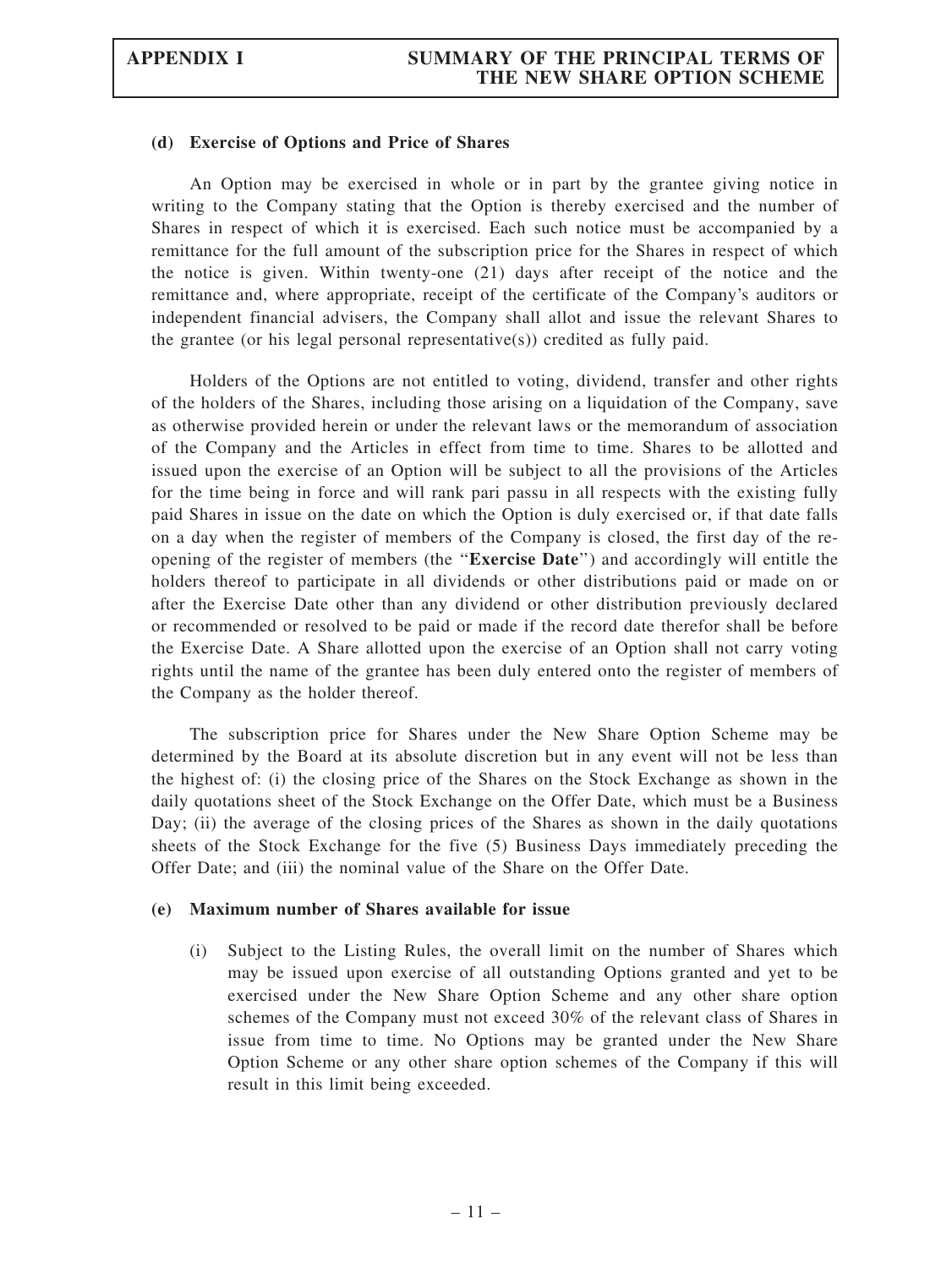#### (d) Exercise of Options and Price of Shares

An Option may be exercised in whole or in part by the grantee giving notice in writing to the Company stating that the Option is thereby exercised and the number of Shares in respect of which it is exercised. Each such notice must be accompanied by a remittance for the full amount of the subscription price for the Shares in respect of which the notice is given. Within twenty-one (21) days after receipt of the notice and the remittance and, where appropriate, receipt of the certificate of the Company's auditors or independent financial advisers, the Company shall allot and issue the relevant Shares to the grantee (or his legal personal representative(s)) credited as fully paid.

Holders of the Options are not entitled to voting, dividend, transfer and other rights of the holders of the Shares, including those arising on a liquidation of the Company, save as otherwise provided herein or under the relevant laws or the memorandum of association of the Company and the Articles in effect from time to time. Shares to be allotted and issued upon the exercise of an Option will be subject to all the provisions of the Articles for the time being in force and will rank pari passu in all respects with the existing fully paid Shares in issue on the date on which the Option is duly exercised or, if that date falls on a day when the register of members of the Company is closed, the first day of the re-opening of the register of members (the "**Exercise Date**") and accordingly will entitle the holders thereof to participate in all dividends or other distributions paid or made on or after the Exercise Date other than any dividend or other distribution previously declared or recommended or resolved to be paid or made if the record date therefor shall be before the Exercise Date. A Share allotted upon the exercise of an Option shall not carry voting rights until the name of the grantee has been duly entered onto the register of members of the Company as the holder thereof.

The subscription price for Shares under the New Share Option Scheme may be determined by the Board at its absolute discretion but in any event will not be less than the highest of: (i) the closing price of the Shares on the Stock Exchange as shown in the daily quotations sheet of the Stock Exchange on the Offer Date, which must be a Business Day; (ii) the average of the closing prices of the Shares as shown in the daily quotations sheets of the Stock Exchange for the five (5) Business Days immediately preceding the Offer Date; and (iii) the nominal value of the Share on the Offer Date.

#### (e) Maximum number of Shares available for issue

(i) Subject to the Listing Rules, the overall limit on the number of Shares which may be issued upon exercise of all outstanding Options granted and yet to be exercised under the New Share Option Scheme and any other share option schemes of the Company must not exceed 30% of the relevant class of Shares in issue from time to time. No Options may be granted under the New Share Option Scheme or any other share option schemes of the Company if this will result in this limit being exceeded.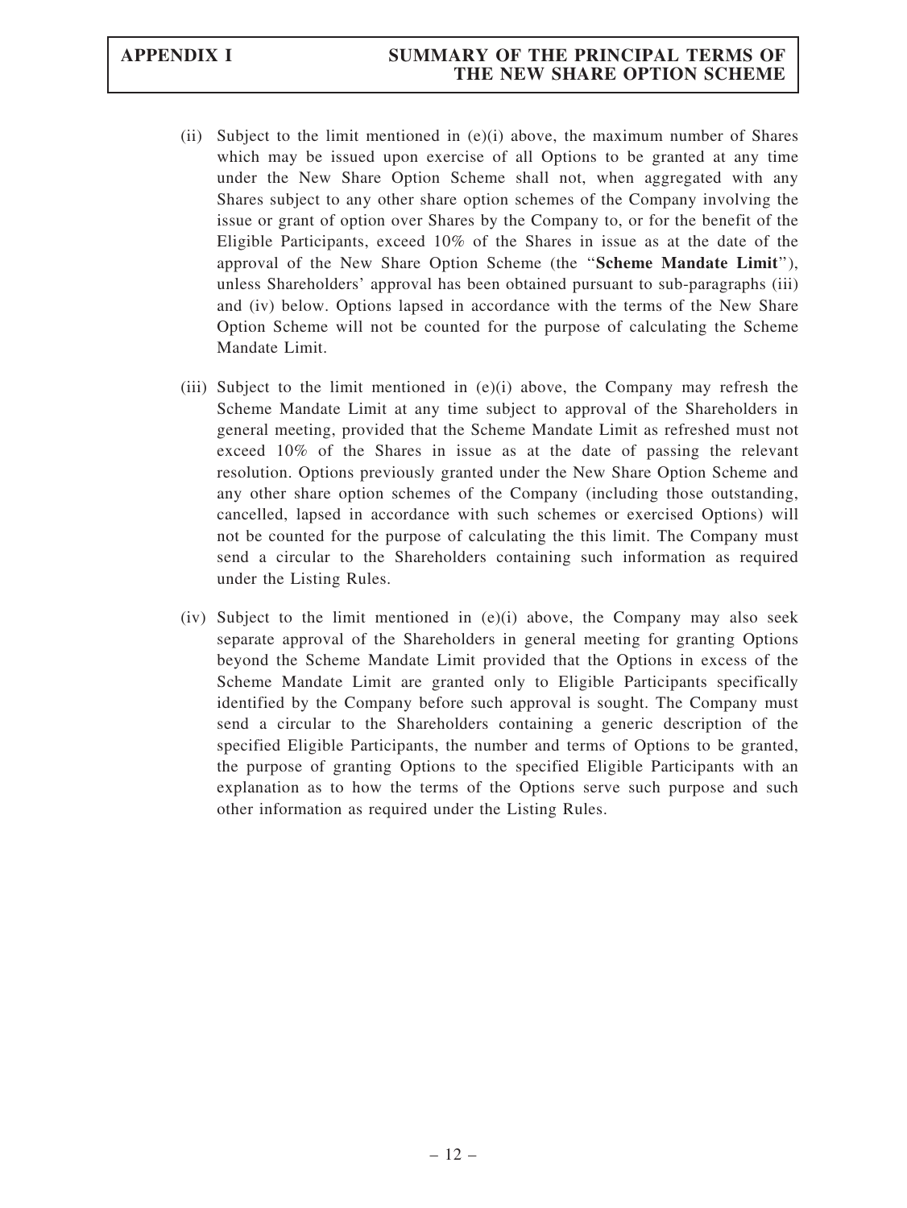(ii) Subject to the limit mentioned in (e)(i) above, the maximum number of Shares which may be issued upon exercise of all Options to be granted at any time under the New Share Option Scheme shall not, when aggregated with any Shares subject to any other share option schemes of the Company involving the issue or grant of option over Shares by the Company to, or for the benefit of the Eligible Participants, exceed 10% of the Shares in issue as at the date of the approval of the New Share Option Scheme (the "**Scheme Mandate Limit**"), unless Shareholders' approval has been obtained pursuant to sub-paragraphs (iii) and (iv) below. Options lapsed in accordance with the terms of the New Share Option Scheme will not be counted for the purpose of calculating the Scheme Mandate Limit.

(iii) Subject to the limit mentioned in (e)(i) above, the Company may refresh the Scheme Mandate Limit at any time subject to approval of the Shareholders in general meeting, provided that the Scheme Mandate Limit as refreshed must not exceed 10% of the Shares in issue as at the date of passing the relevant resolution. Options previously granted under the New Share Option Scheme and any other share option schemes of the Company (including those outstanding, cancelled, lapsed in accordance with such schemes or exercised Options) will not be counted for the purpose of calculating the this limit. The Company must send a circular to the Shareholders containing such information as required under the Listing Rules.

(iv) Subject to the limit mentioned in (e)(i) above, the Company may also seek separate approval of the Shareholders in general meeting for granting Options beyond the Scheme Mandate Limit provided that the Options in excess of the Scheme Mandate Limit are granted only to Eligible Participants specifically identified by the Company before such approval is sought. The Company must send a circular to the Shareholders containing a generic description of the specified Eligible Participants, the number and terms of Options to be granted, the purpose of granting Options to the specified Eligible Participants with an explanation as to how the terms of the Options serve such purpose and such other information as required under the Listing Rules.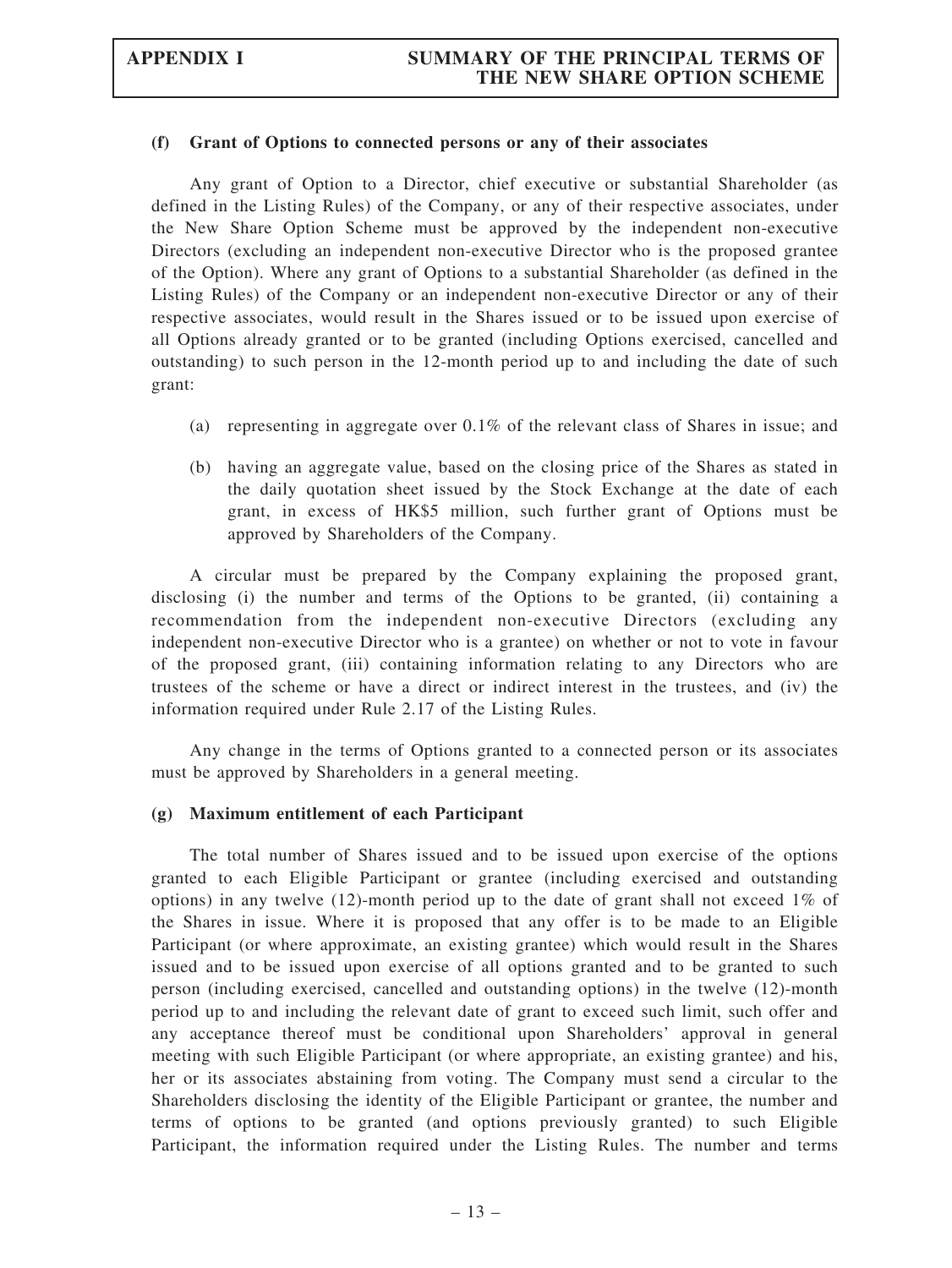### (f) Grant of Options to connected persons or any of their associates

Any grant of Option to a Director, chief executive or substantial Shareholder (as defined in the Listing Rules) of the Company, or any of their respective associates, under the New Share Option Scheme must be approved by the independent non-executive Directors (excluding an independent non-executive Director who is the proposed grantee of the Option). Where any grant of Options to a substantial Shareholder (as defined in the Listing Rules) of the Company or an independent non-executive Director or any of their respective associates, would result in the Shares issued or to be issued upon exercise of all Options already granted or to be granted (including Options exercised, cancelled and outstanding) to such person in the 12-month period up to and including the date of such grant:

(a) representing in aggregate over 0.1% of the relevant class of Shares in issue; and

(b) having an aggregate value, based on the closing price of the Shares as stated in the daily quotation sheet issued by the Stock Exchange at the date of each grant, in excess of HK$5 million, such further grant of Options must be approved by Shareholders of the Company.

A circular must be prepared by the Company explaining the proposed grant, disclosing (i) the number and terms of the Options to be granted, (ii) containing a recommendation from the independent non-executive Directors (excluding any independent non-executive Director who is a grantee) on whether or not to vote in favour of the proposed grant, (iii) containing information relating to any Directors who are trustees of the scheme or have a direct or indirect interest in the trustees, and (iv) the information required under Rule 2.17 of the Listing Rules.

Any change in the terms of Options granted to a connected person or its associates must be approved by Shareholders in a general meeting.

### (g) Maximum entitlement of each Participant

The total number of Shares issued and to be issued upon exercise of the options granted to each Eligible Participant or grantee (including exercised and outstanding options) in any twelve (12)-month period up to the date of grant shall not exceed 1% of the Shares in issue. Where it is proposed that any offer is to be made to an Eligible Participant (or where approximate, an existing grantee) which would result in the Shares issued and to be issued upon exercise of all options granted and to be granted to such person (including exercised, cancelled and outstanding options) in the twelve (12)-month period up to and including the relevant date of grant to exceed such limit, such offer and any acceptance thereof must be conditional upon Shareholders' approval in general meeting with such Eligible Participant (or where appropriate, an existing grantee) and his, her or its associates abstaining from voting. The Company must send a circular to the Shareholders disclosing the identity of the Eligible Participant or grantee, the number and terms of options to be granted (and options previously granted) to such Eligible Participant, the information required under the Listing Rules. The number and terms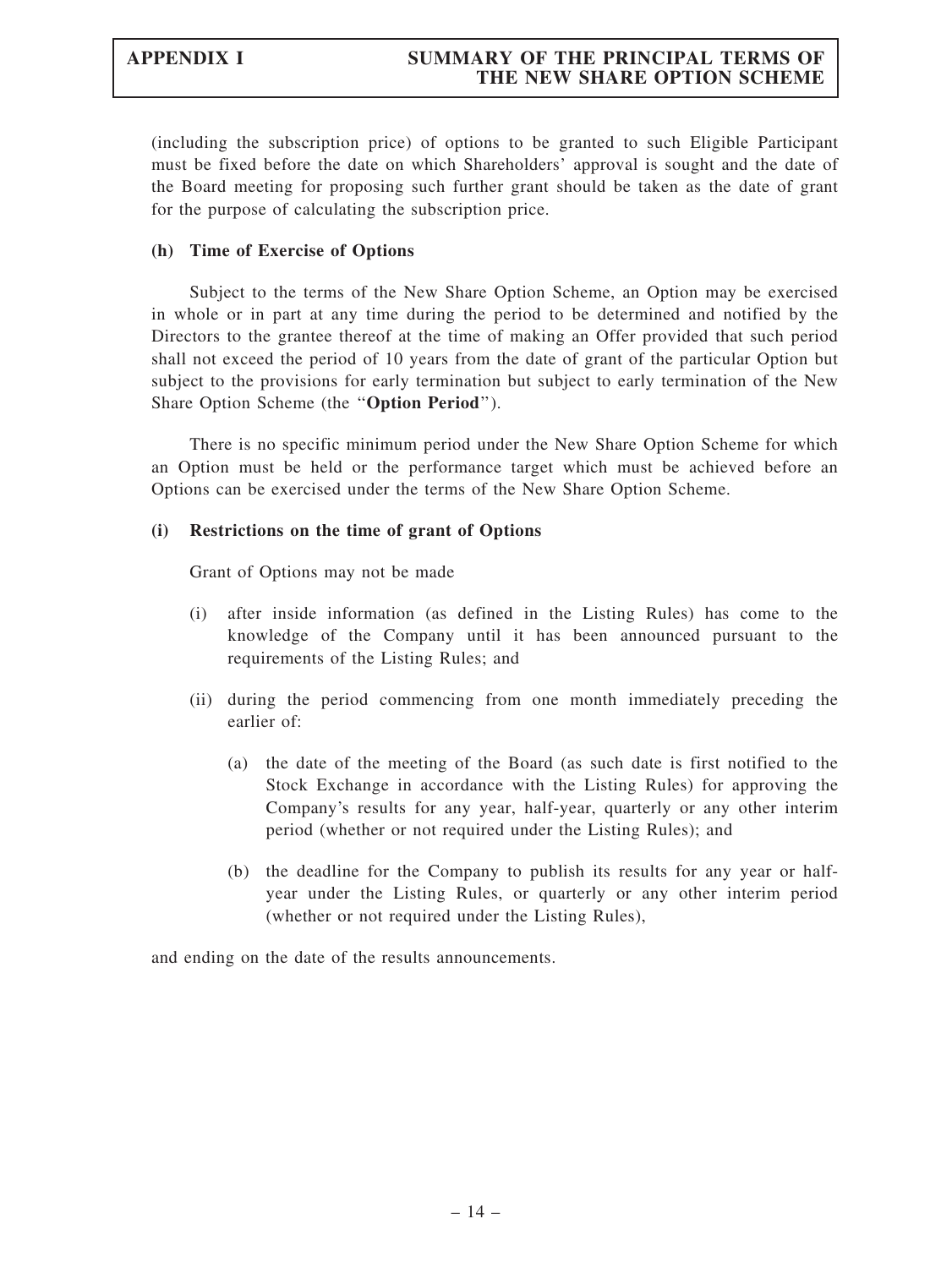(including the subscription price) of options to be granted to such Eligible Participant must be fixed before the date on which Shareholders' approval is sought and the date of the Board meeting for proposing such further grant should be taken as the date of grant for the purpose of calculating the subscription price.

**(h) Time of Exercise of Options**

Subject to the terms of the New Share Option Scheme, an Option may be exercised in whole or in part at any time during the period to be determined and notified by the Directors to the grantee thereof at the time of making an Offer provided that such period shall not exceed the period of 10 years from the date of grant of the particular Option but subject to the provisions for early termination but subject to early termination of the New Share Option Scheme (the "**Option Period**").

There is no specific minimum period under the New Share Option Scheme for which an Option must be held or the performance target which must be achieved before an Options can be exercised under the terms of the New Share Option Scheme.

**(i) Restrictions on the time of grant of Options**

Grant of Options may not be made

(i) after inside information (as defined in the Listing Rules) has come to the knowledge of the Company until it has been announced pursuant to the requirements of the Listing Rules; and

(ii) during the period commencing from one month immediately preceding the earlier of:

  (a) the date of the meeting of the Board (as such date is first notified to the Stock Exchange in accordance with the Listing Rules) for approving the Company's results for any year, half-year, quarterly or any other interim period (whether or not required under the Listing Rules); and

  (b) the deadline for the Company to publish its results for any year or half-year under the Listing Rules, or quarterly or any other interim period (whether or not required under the Listing Rules),

and ending on the date of the results announcements.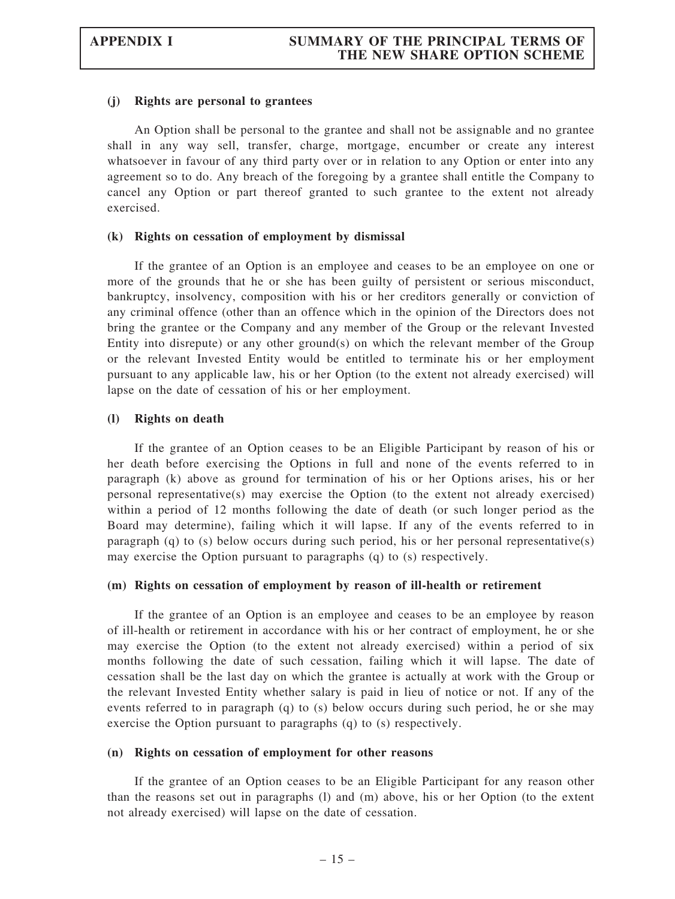### (j) Rights are personal to grantees

An Option shall be personal to the grantee and shall not be assignable and no grantee shall in any way sell, transfer, charge, mortgage, encumber or create any interest whatsoever in favour of any third party over or in relation to any Option or enter into any agreement so to do. Any breach of the foregoing by a grantee shall entitle the Company to cancel any Option or part thereof granted to such grantee to the extent not already exercised.

### (k) Rights on cessation of employment by dismissal

If the grantee of an Option is an employee and ceases to be an employee on one or more of the grounds that he or she has been guilty of persistent or serious misconduct, bankruptcy, insolvency, composition with his or her creditors generally or conviction of any criminal offence (other than an offence which in the opinion of the Directors does not bring the grantee or the Company and any member of the Group or the relevant Invested Entity into disrepute) or any other ground(s) on which the relevant member of the Group or the relevant Invested Entity would be entitled to terminate his or her employment pursuant to any applicable law, his or her Option (to the extent not already exercised) will lapse on the date of cessation of his or her employment.

### (l) Rights on death

If the grantee of an Option ceases to be an Eligible Participant by reason of his or her death before exercising the Options in full and none of the events referred to in paragraph (k) above as ground for termination of his or her Options arises, his or her personal representative(s) may exercise the Option (to the extent not already exercised) within a period of 12 months following the date of death (or such longer period as the Board may determine), failing which it will lapse. If any of the events referred to in paragraph (q) to (s) below occurs during such period, his or her personal representative(s) may exercise the Option pursuant to paragraphs (q) to (s) respectively.

### (m) Rights on cessation of employment by reason of ill-health or retirement

If the grantee of an Option is an employee and ceases to be an employee by reason of ill-health or retirement in accordance with his or her contract of employment, he or she may exercise the Option (to the extent not already exercised) within a period of six months following the date of such cessation, failing which it will lapse. The date of cessation shall be the last day on which the grantee is actually at work with the Group or the relevant Invested Entity whether salary is paid in lieu of notice or not. If any of the events referred to in paragraph (q) to (s) below occurs during such period, he or she may exercise the Option pursuant to paragraphs (q) to (s) respectively.

### (n) Rights on cessation of employment for other reasons

If the grantee of an Option ceases to be an Eligible Participant for any reason other than the reasons set out in paragraphs (l) and (m) above, his or her Option (to the extent not already exercised) will lapse on the date of cessation.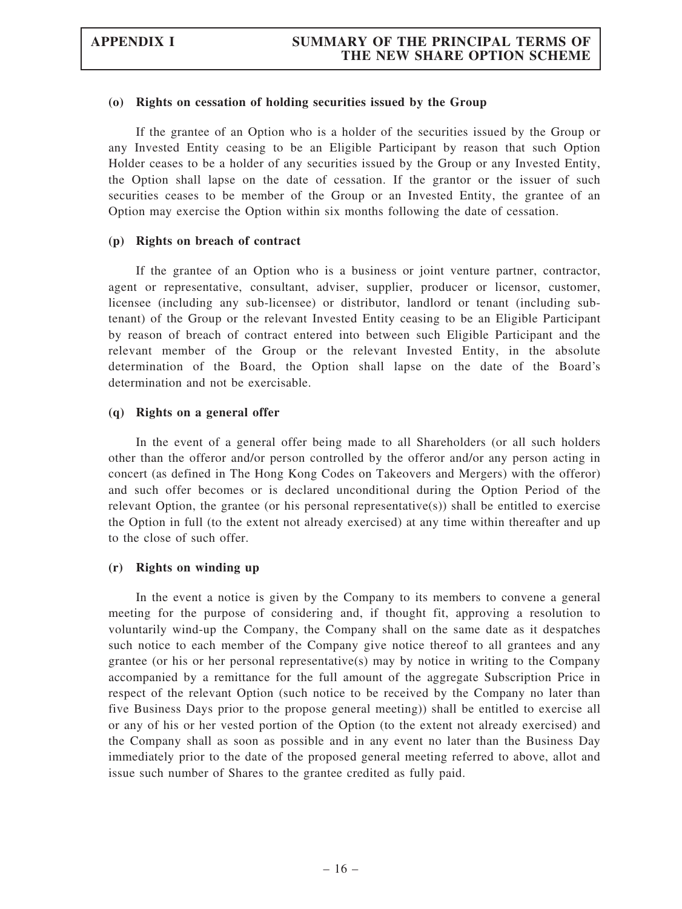#### (o) Rights on cessation of holding securities issued by the Group

If the grantee of an Option who is a holder of the securities issued by the Group or any Invested Entity ceasing to be an Eligible Participant by reason that such Option Holder ceases to be a holder of any securities issued by the Group or any Invested Entity, the Option shall lapse on the date of cessation. If the grantor or the issuer of such securities ceases to be member of the Group or an Invested Entity, the grantee of an Option may exercise the Option within six months following the date of cessation.

#### (p) Rights on breach of contract

If the grantee of an Option who is a business or joint venture partner, contractor, agent or representative, consultant, adviser, supplier, producer or licensor, customer, licensee (including any sub-licensee) or distributor, landlord or tenant (including sub-tenant) of the Group or the relevant Invested Entity ceasing to be an Eligible Participant by reason of breach of contract entered into between such Eligible Participant and the relevant member of the Group or the relevant Invested Entity, in the absolute determination of the Board, the Option shall lapse on the date of the Board's determination and not be exercisable.

#### (q) Rights on a general offer

In the event of a general offer being made to all Shareholders (or all such holders other than the offeror and/or person controlled by the offeror and/or any person acting in concert (as defined in The Hong Kong Codes on Takeovers and Mergers) with the offeror) and such offer becomes or is declared unconditional during the Option Period of the relevant Option, the grantee (or his personal representative(s)) shall be entitled to exercise the Option in full (to the extent not already exercised) at any time within thereafter and up to the close of such offer.

#### (r) Rights on winding up

In the event a notice is given by the Company to its members to convene a general meeting for the purpose of considering and, if thought fit, approving a resolution to voluntarily wind-up the Company, the Company shall on the same date as it despatches such notice to each member of the Company give notice thereof to all grantees and any grantee (or his or her personal representative(s) may by notice in writing to the Company accompanied by a remittance for the full amount of the aggregate Subscription Price in respect of the relevant Option (such notice to be received by the Company no later than five Business Days prior to the propose general meeting)) shall be entitled to exercise all or any of his or her vested portion of the Option (to the extent not already exercised) and the Company shall as soon as possible and in any event no later than the Business Day immediately prior to the date of the proposed general meeting referred to above, allot and issue such number of Shares to the grantee credited as fully paid.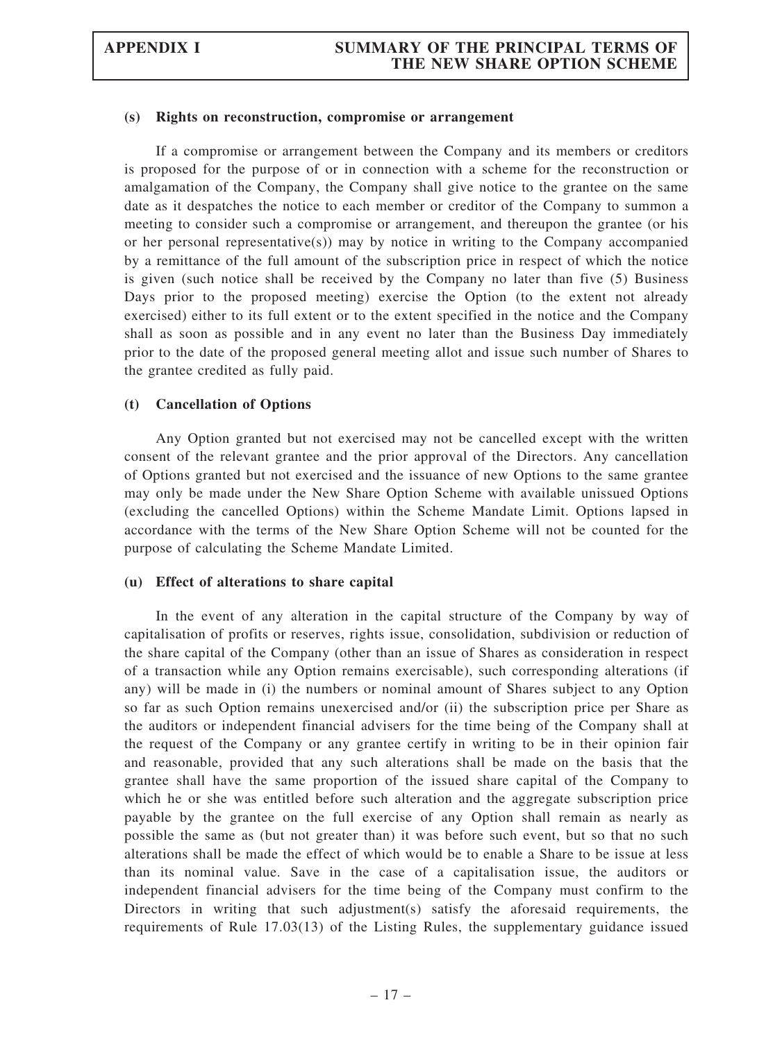### (s) Rights on reconstruction, compromise or arrangement

If a compromise or arrangement between the Company and its members or creditors is proposed for the purpose of or in connection with a scheme for the reconstruction or amalgamation of the Company, the Company shall give notice to the grantee on the same date as it despatches the notice to each member or creditor of the Company to summon a meeting to consider such a compromise or arrangement, and thereupon the grantee (or his or her personal representative(s)) may by notice in writing to the Company accompanied by a remittance of the full amount of the subscription price in respect of which the notice is given (such notice shall be received by the Company no later than five (5) Business Days prior to the proposed meeting) exercise the Option (to the extent not already exercised) either to its full extent or to the extent specified in the notice and the Company shall as soon as possible and in any event no later than the Business Day immediately prior to the date of the proposed general meeting allot and issue such number of Shares to the grantee credited as fully paid.

### (t) Cancellation of Options

Any Option granted but not exercised may not be cancelled except with the written consent of the relevant grantee and the prior approval of the Directors. Any cancellation of Options granted but not exercised and the issuance of new Options to the same grantee may only be made under the New Share Option Scheme with available unissued Options (excluding the cancelled Options) within the Scheme Mandate Limit. Options lapsed in accordance with the terms of the New Share Option Scheme will not be counted for the purpose of calculating the Scheme Mandate Limited.

### (u) Effect of alterations to share capital

In the event of any alteration in the capital structure of the Company by way of capitalisation of profits or reserves, rights issue, consolidation, subdivision or reduction of the share capital of the Company (other than an issue of Shares as consideration in respect of a transaction while any Option remains exercisable), such corresponding alterations (if any) will be made in (i) the numbers or nominal amount of Shares subject to any Option so far as such Option remains unexercised and/or (ii) the subscription price per Share as the auditors or independent financial advisers for the time being of the Company shall at the request of the Company or any grantee certify in writing to be in their opinion fair and reasonable, provided that any such alterations shall be made on the basis that the grantee shall have the same proportion of the issued share capital of the Company to which he or she was entitled before such alteration and the aggregate subscription price payable by the grantee on the full exercise of any Option shall remain as nearly as possible the same as (but not greater than) it was before such event, but so that no such alterations shall be made the effect of which would be to enable a Share to be issue at less than its nominal value. Save in the case of a capitalisation issue, the auditors or independent financial advisers for the time being of the Company must confirm to the Directors in writing that such adjustment(s) satisfy the aforesaid requirements, the requirements of Rule 17.03(13) of the Listing Rules, the supplementary guidance issued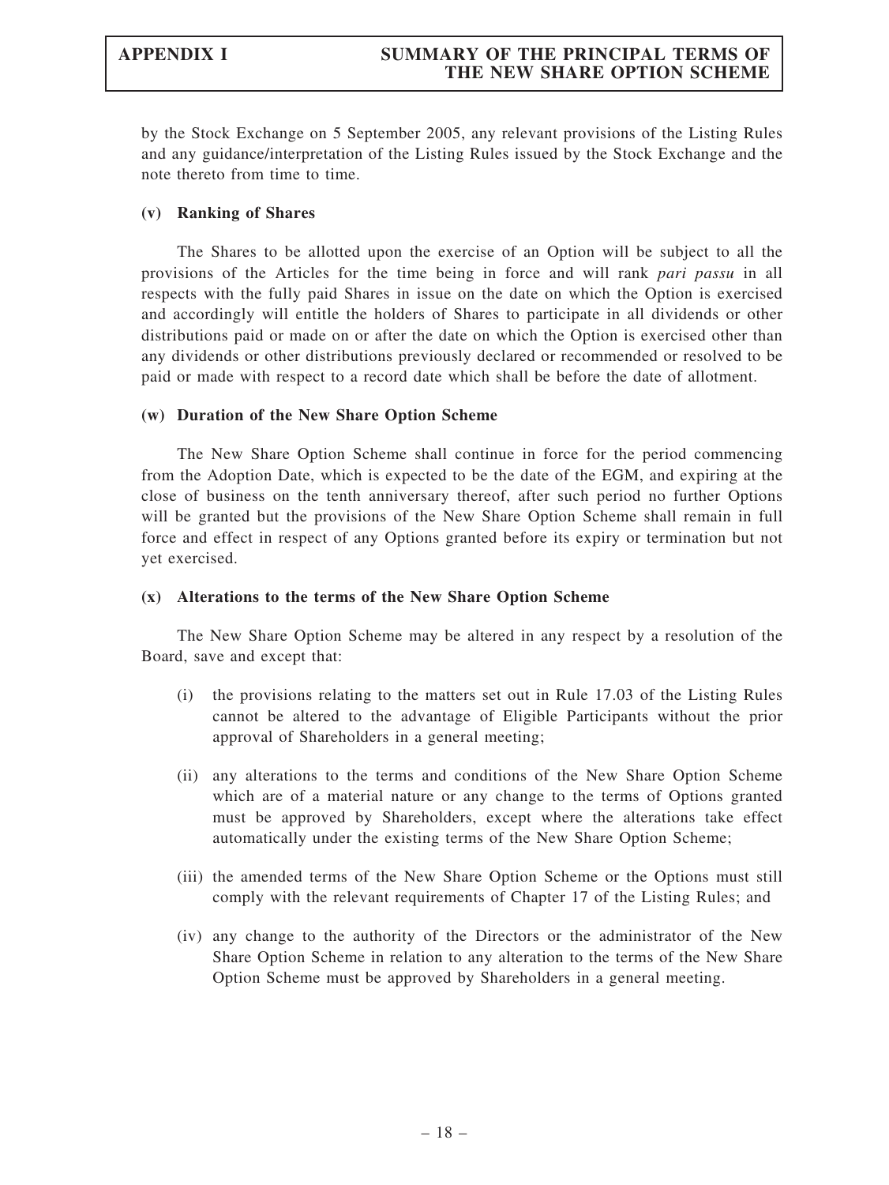by the Stock Exchange on 5 September 2005, any relevant provisions of the Listing Rules and any guidance/interpretation of the Listing Rules issued by the Stock Exchange and the note thereto from time to time.

**(v) Ranking of Shares**

The Shares to be allotted upon the exercise of an Option will be subject to all the provisions of the Articles for the time being in force and will rank *pari passu* in all respects with the fully paid Shares in issue on the date on which the Option is exercised and accordingly will entitle the holders of Shares to participate in all dividends or other distributions paid or made on or after the date on which the Option is exercised other than any dividends or other distributions previously declared or recommended or resolved to be paid or made with respect to a record date which shall be before the date of allotment.

**(w) Duration of the New Share Option Scheme**

The New Share Option Scheme shall continue in force for the period commencing from the Adoption Date, which is expected to be the date of the EGM, and expiring at the close of business on the tenth anniversary thereof, after such period no further Options will be granted but the provisions of the New Share Option Scheme shall remain in full force and effect in respect of any Options granted before its expiry or termination but not yet exercised.

**(x) Alterations to the terms of the New Share Option Scheme**

The New Share Option Scheme may be altered in any respect by a resolution of the Board, save and except that:

(i) the provisions relating to the matters set out in Rule 17.03 of the Listing Rules cannot be altered to the advantage of Eligible Participants without the prior approval of Shareholders in a general meeting;

(ii) any alterations to the terms and conditions of the New Share Option Scheme which are of a material nature or any change to the terms of Options granted must be approved by Shareholders, except where the alterations take effect automatically under the existing terms of the New Share Option Scheme;

(iii) the amended terms of the New Share Option Scheme or the Options must still comply with the relevant requirements of Chapter 17 of the Listing Rules; and

(iv) any change to the authority of the Directors or the administrator of the New Share Option Scheme in relation to any alteration to the terms of the New Share Option Scheme must be approved by Shareholders in a general meeting.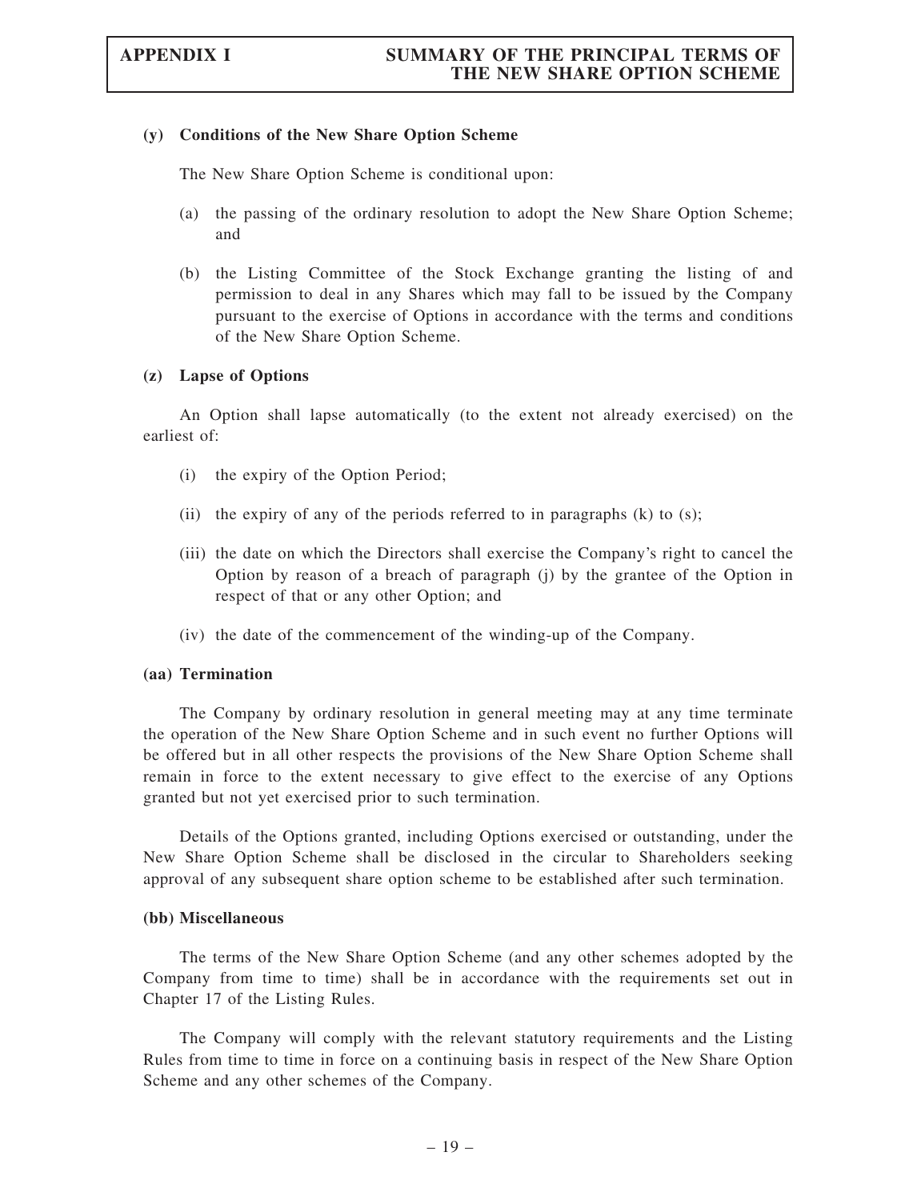**(y) Conditions of the New Share Option Scheme**

The New Share Option Scheme is conditional upon:

(a) the passing of the ordinary resolution to adopt the New Share Option Scheme; and

(b) the Listing Committee of the Stock Exchange granting the listing of and permission to deal in any Shares which may fall to be issued by the Company pursuant to the exercise of Options in accordance with the terms and conditions of the New Share Option Scheme.

**(z) Lapse of Options**

An Option shall lapse automatically (to the extent not already exercised) on the earliest of:

(i) the expiry of the Option Period;

(ii) the expiry of any of the periods referred to in paragraphs (k) to (s);

(iii) the date on which the Directors shall exercise the Company's right to cancel the Option by reason of a breach of paragraph (j) by the grantee of the Option in respect of that or any other Option; and

(iv) the date of the commencement of the winding-up of the Company.

**(aa) Termination**

The Company by ordinary resolution in general meeting may at any time terminate the operation of the New Share Option Scheme and in such event no further Options will be offered but in all other respects the provisions of the New Share Option Scheme shall remain in force to the extent necessary to give effect to the exercise of any Options granted but not yet exercised prior to such termination.

Details of the Options granted, including Options exercised or outstanding, under the New Share Option Scheme shall be disclosed in the circular to Shareholders seeking approval of any subsequent share option scheme to be established after such termination.

**(bb) Miscellaneous**

The terms of the New Share Option Scheme (and any other schemes adopted by the Company from time to time) shall be in accordance with the requirements set out in Chapter 17 of the Listing Rules.

The Company will comply with the relevant statutory requirements and the Listing Rules from time to time in force on a continuing basis in respect of the New Share Option Scheme and any other schemes of the Company.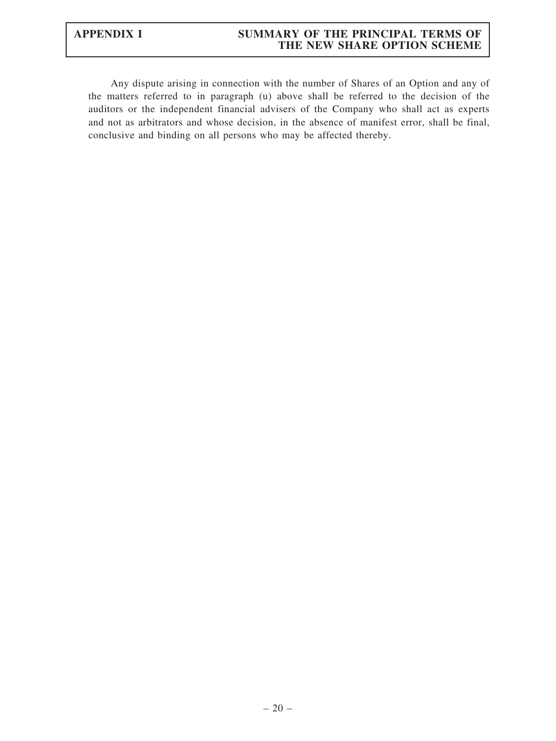Any dispute arising in connection with the number of Shares of an Option and any of the matters referred to in paragraph (u) above shall be referred to the decision of the auditors or the independent financial advisers of the Company who shall act as experts and not as arbitrators and whose decision, in the absence of manifest error, shall be final, conclusive and binding on all persons who may be affected thereby.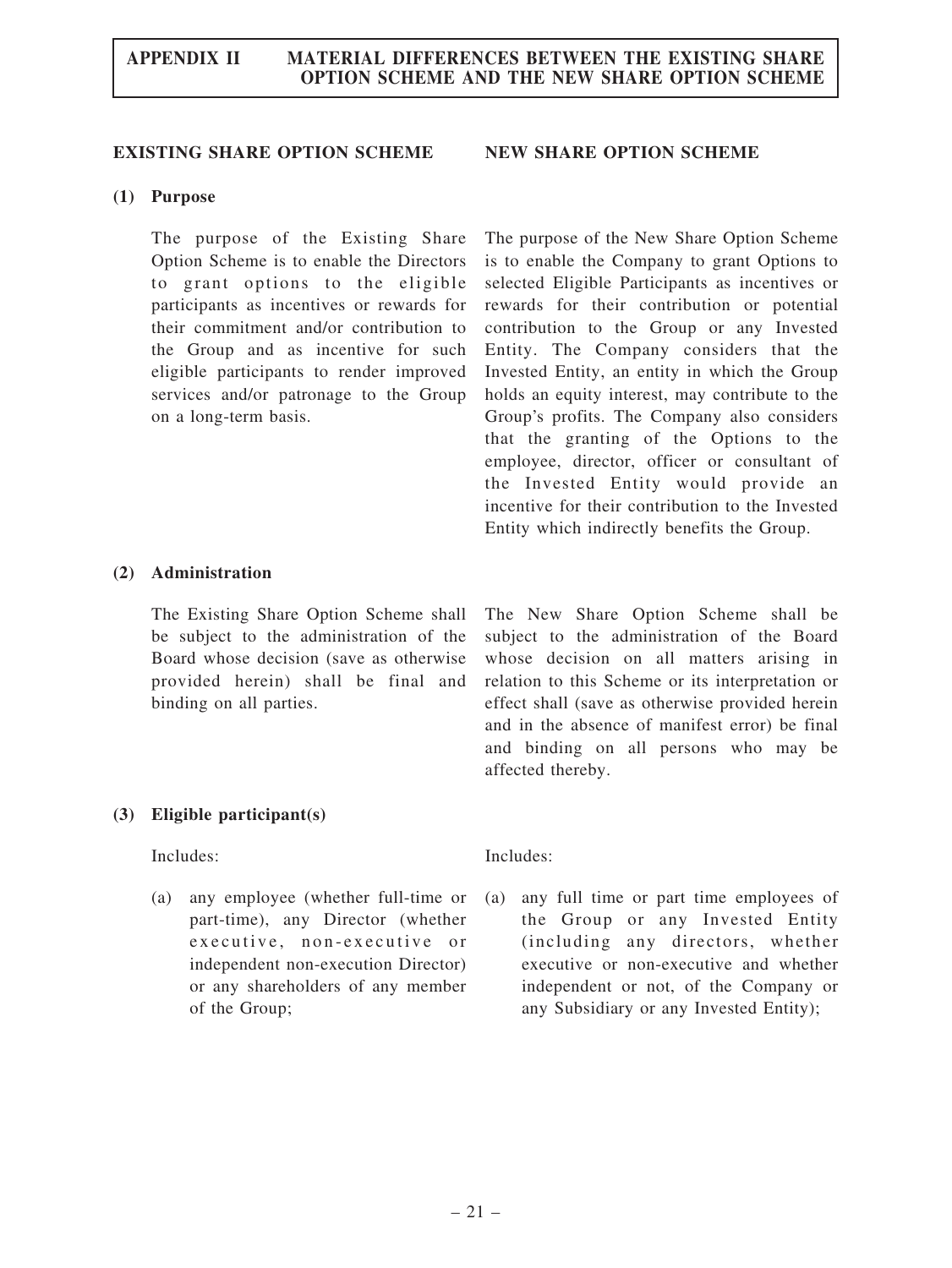# APPENDIX II MATERIAL DIFFERENCES BETWEEN THE EXISTING SHARE OPTION SCHEME AND THE NEW SHARE OPTION SCHEME

| EXISTING SHARE OPTION SCHEME | NEW SHARE OPTION SCHEME |
|---|---|
| **(1) Purpose** | |
| The purpose of the Existing Share Option Scheme is to enable the Directors to grant options to the eligible participants as incentives or rewards for their commitment and/or contribution to the Group and as incentive for such eligible participants to render improved services and/or patronage to the Group on a long-term basis. | The purpose of the New Share Option Scheme is to enable the Company to grant Options to selected Eligible Participants as incentives or rewards for their contribution or potential contribution to the Group or any Invested Entity. The Company considers that the Invested Entity, an entity in which the Group holds an equity interest, may contribute to the Group's profits. The Company also considers that the granting of the Options to the employee, director, officer or consultant of the Invested Entity would provide an incentive for their contribution to the Invested Entity which indirectly benefits the Group. |
| **(2) Administration** | |
| The Existing Share Option Scheme shall be subject to the administration of the Board whose decision (save as otherwise provided herein) shall be final and binding on all parties. | The New Share Option Scheme shall be subject to the administration of the Board whose decision on all matters arising in relation to this Scheme or its interpretation or effect shall (save as otherwise provided herein and in the absence of manifest error) be final and binding on all persons who may be affected thereby. |
| **(3) Eligible participant(s)** | |
| Includes: | Includes: |
| (a) any employee (whether full-time or part-time), any Director (whether executive, non-executive or independent non-execution Director) or any shareholders of any member of the Group; | (a) any full time or part time employees of the Group or any Invested Entity (including any directors, whether executive or non-executive and whether independent or not, of the Company or any Subsidiary or any Invested Entity); |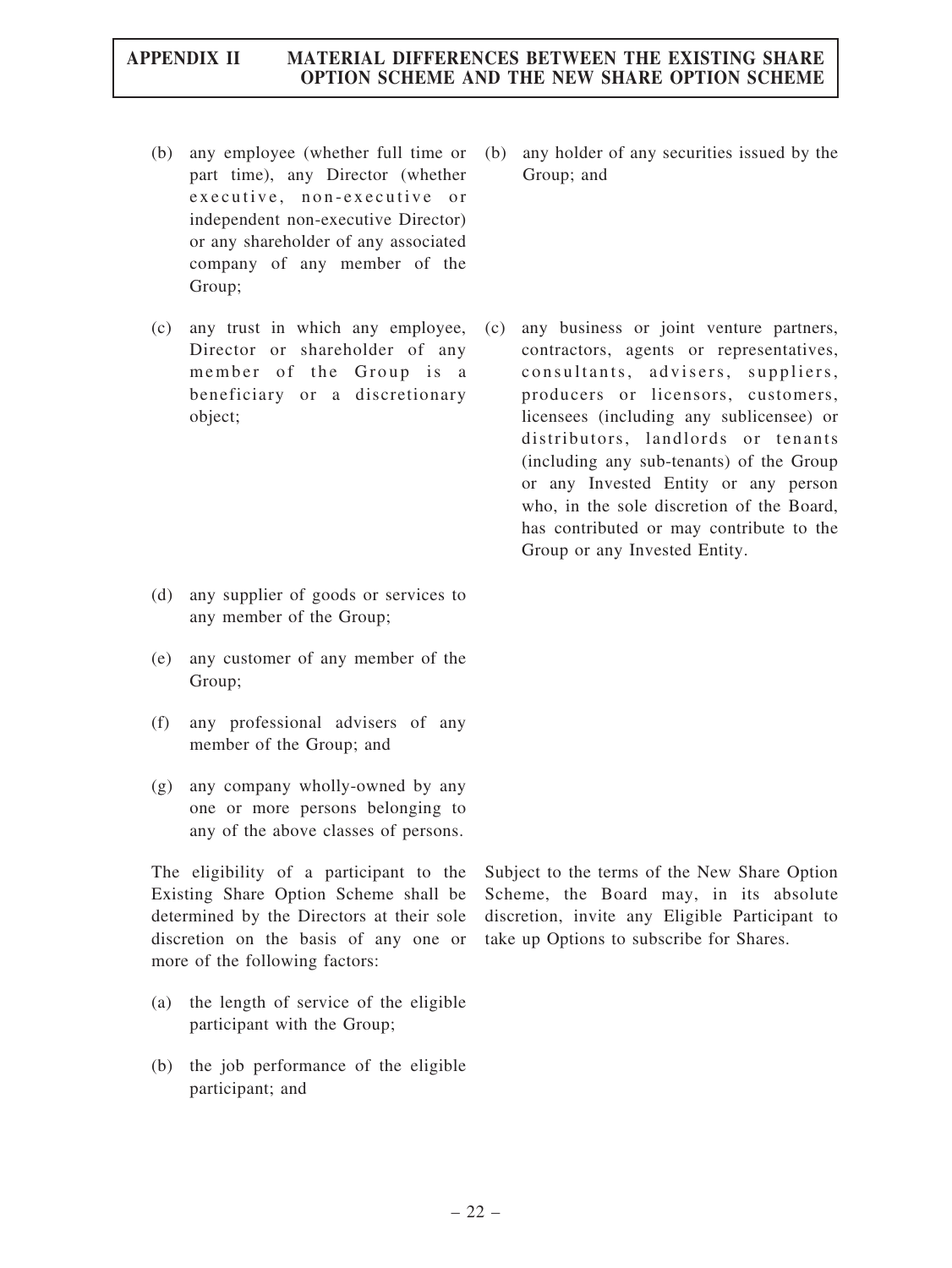| Existing Share Option Scheme | New Share Option Scheme |
|---|---|
| (b) any employee (whether full time or part time), any Director (whether executive, non-executive or independent non-executive Director) or any shareholder of any associated company of any member of the Group; | (b) any holder of any securities issued by the Group; and |
| (c) any trust in which any employee, Director or shareholder of any member of the Group is a beneficiary or a discretionary object; | (c) any business or joint venture partners, contractors, agents or representatives, consultants, advisers, suppliers, producers or licensors, customers, licensees (including any sublicensee) or distributors, landlords or tenants (including any sub-tenants) of the Group or any Invested Entity or any person who, in the sole discretion of the Board, has contributed or may contribute to the Group or any Invested Entity. |
| (d) any supplier of goods or services to any member of the Group; | |
| (e) any customer of any member of the Group; | |
| (f) any professional advisers of any member of the Group; and | |
| (g) any company wholly-owned by any one or more persons belonging to any of the above classes of persons. | |
| The eligibility of a participant to the Existing Share Option Scheme shall be determined by the Directors at their sole discretion on the basis of any one or more of the following factors: | Subject to the terms of the New Share Option Scheme, the Board may, in its absolute discretion, invite any Eligible Participant to take up Options to subscribe for Shares. |
| (a) the length of service of the eligible participant with the Group; | |
| (b) the job performance of the eligible participant; and | |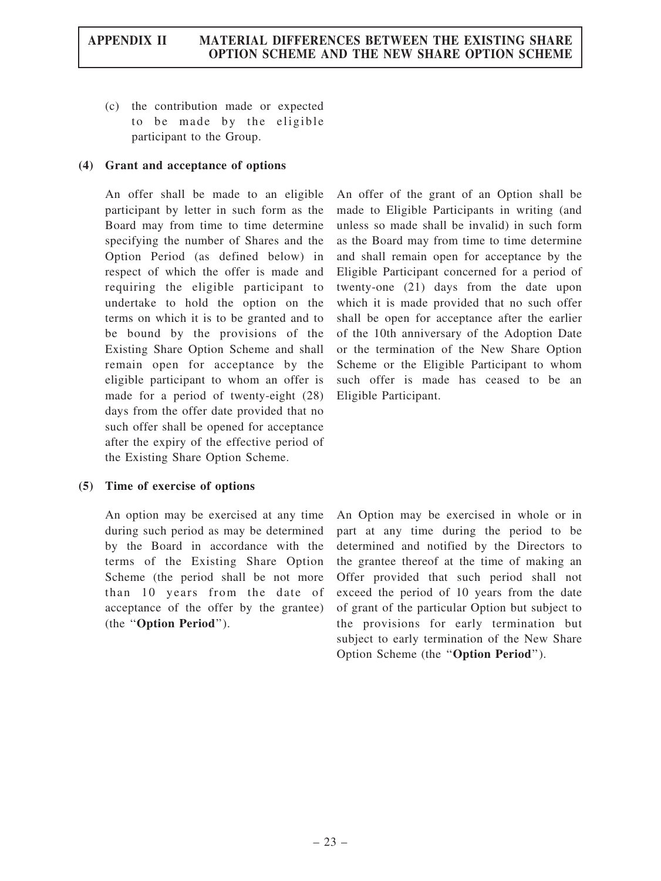(c) the contribution made or expected to be made by the eligible participant to the Group.

**(4) Grant and acceptance of options**

| Existing Share Option Scheme | New Share Option Scheme |
|---|---|
| An offer shall be made to an eligible participant by letter in such form as the Board may from time to time determine specifying the number of Shares and the Option Period (as defined below) in respect of which the offer is made and requiring the eligible participant to undertake to hold the option on the terms on which it is to be granted and to be bound by the provisions of the Existing Share Option Scheme and shall remain open for acceptance by the eligible participant to whom an offer is made for a period of twenty-eight (28) days from the offer date provided that no such offer shall be opened for acceptance after the expiry of the effective period of the Existing Share Option Scheme. | An offer of the grant of an Option shall be made to Eligible Participants in writing (and unless so made shall be invalid) in such form as the Board may from time to time determine and shall remain open for acceptance by the Eligible Participant concerned for a period of twenty-one (21) days from the date upon which it is made provided that no such offer shall be open for acceptance after the earlier of the 10th anniversary of the Adoption Date or the termination of the New Share Option Scheme or the Eligible Participant to whom such offer is made has ceased to be an Eligible Participant. |

**(5) Time of exercise of options**

| Existing Share Option Scheme | New Share Option Scheme |
|---|---|
| An option may be exercised at any time during such period as may be determined by the Board in accordance with the terms of the Existing Share Option Scheme (the period shall be not more than 10 years from the date of acceptance of the offer by the grantee) (the "**Option Period**"). | An Option may be exercised in whole or in part at any time during the period to be determined and notified by the Directors to the grantee thereof at the time of making an Offer provided that such period shall not exceed the period of 10 years from the date of grant of the particular Option but subject to the provisions for early termination but subject to early termination of the New Share Option Scheme (the "**Option Period**"). |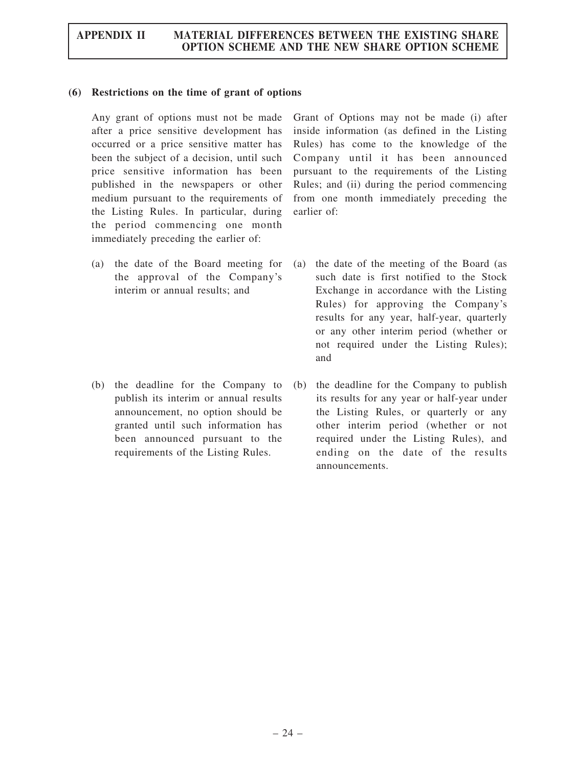### (6) Restrictions on the time of grant of options

| | |
|---|---|
| Any grant of options must not be made after a price sensitive development has occurred or a price sensitive matter has been the subject of a decision, until such price sensitive information has been published in the newspapers or other medium pursuant to the requirements of the Listing Rules. In particular, during the period commencing one month immediately preceding the earlier of: | Grant of Options may not be made (i) after inside information (as defined in the Listing Rules) has come to the knowledge of the Company until it has been announced pursuant to the requirements of the Listing Rules; and (ii) during the period commencing from one month immediately preceding the earlier of: |
| (a) the date of the Board meeting for the approval of the Company's interim or annual results; and | (a) the date of the meeting of the Board (as such date is first notified to the Stock Exchange in accordance with the Listing Rules) for approving the Company's results for any year, half-year, quarterly or any other interim period (whether or not required under the Listing Rules); and |
| (b) the deadline for the Company to publish its interim or annual results announcement, no option should be granted until such information has been announced pursuant to the requirements of the Listing Rules. | (b) the deadline for the Company to publish its results for any year or half-year under the Listing Rules, or quarterly or any other interim period (whether or not required under the Listing Rules), and ending on the date of the results announcements. |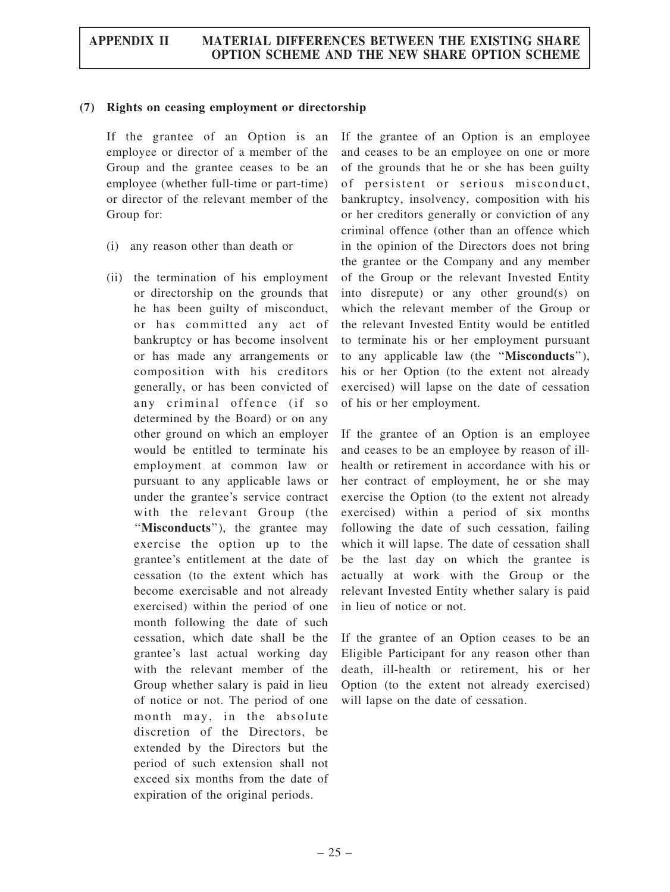## (7) Rights on ceasing employment or directorship

| Existing Share Option Scheme | New Share Option Scheme |
|---|---|
| If the grantee of an Option is an employee or director of a member of the Group and the grantee ceases to be an employee (whether full-time or part-time) or director of the relevant member of the Group for:<br><br>(i) any reason other than death or<br><br>(ii) the termination of his employment or directorship on the grounds that he has been guilty of misconduct, or has committed any act of bankruptcy or has become insolvent or has made any arrangements or composition with his creditors generally, or has been convicted of any criminal offence (if so determined by the Board) or on any other ground on which an employer would be entitled to terminate his employment at common law or pursuant to any applicable laws or under the grantee's service contract with the relevant Group (the "**Misconducts**"), the grantee may exercise the option up to the grantee's entitlement at the date of cessation (to the extent which has become exercisable and not already exercised) within the period of one month following the date of such cessation, which date shall be the grantee's last actual working day with the relevant member of the Group whether salary is paid in lieu of notice or not. The period of one month may, in the absolute discretion of the Directors, be extended by the Directors but the period of such extension shall not exceed six months from the date of expiration of the original periods. | If the grantee of an Option is an employee and ceases to be an employee on one or more of the grounds that he or she has been guilty of persistent or serious misconduct, bankruptcy, insolvency, composition with his or her creditors generally or conviction of any criminal offence (other than an offence which in the opinion of the Directors does not bring the grantee or the Company and any member of the Group or the relevant Invested Entity into disrepute) or any other ground(s) on which the relevant member of the Group or the relevant Invested Entity would be entitled to terminate his or her employment pursuant to any applicable law (the "**Misconducts**"), his or her Option (to the extent not already exercised) will lapse on the date of cessation of his or her employment.<br><br>If the grantee of an Option is an employee and ceases to be an employee by reason of ill-health or retirement in accordance with his or her contract of employment, he or she may exercise the Option (to the extent not already exercised) within a period of six months following the date of such cessation, failing which it will lapse. The date of cessation shall be the last day on which the grantee is actually at work with the Group or the relevant Invested Entity whether salary is paid in lieu of notice or not.<br><br>If the grantee of an Option ceases to be an Eligible Participant for any reason other than death, ill-health or retirement, his or her Option (to the extent not already exercised) will lapse on the date of cessation. |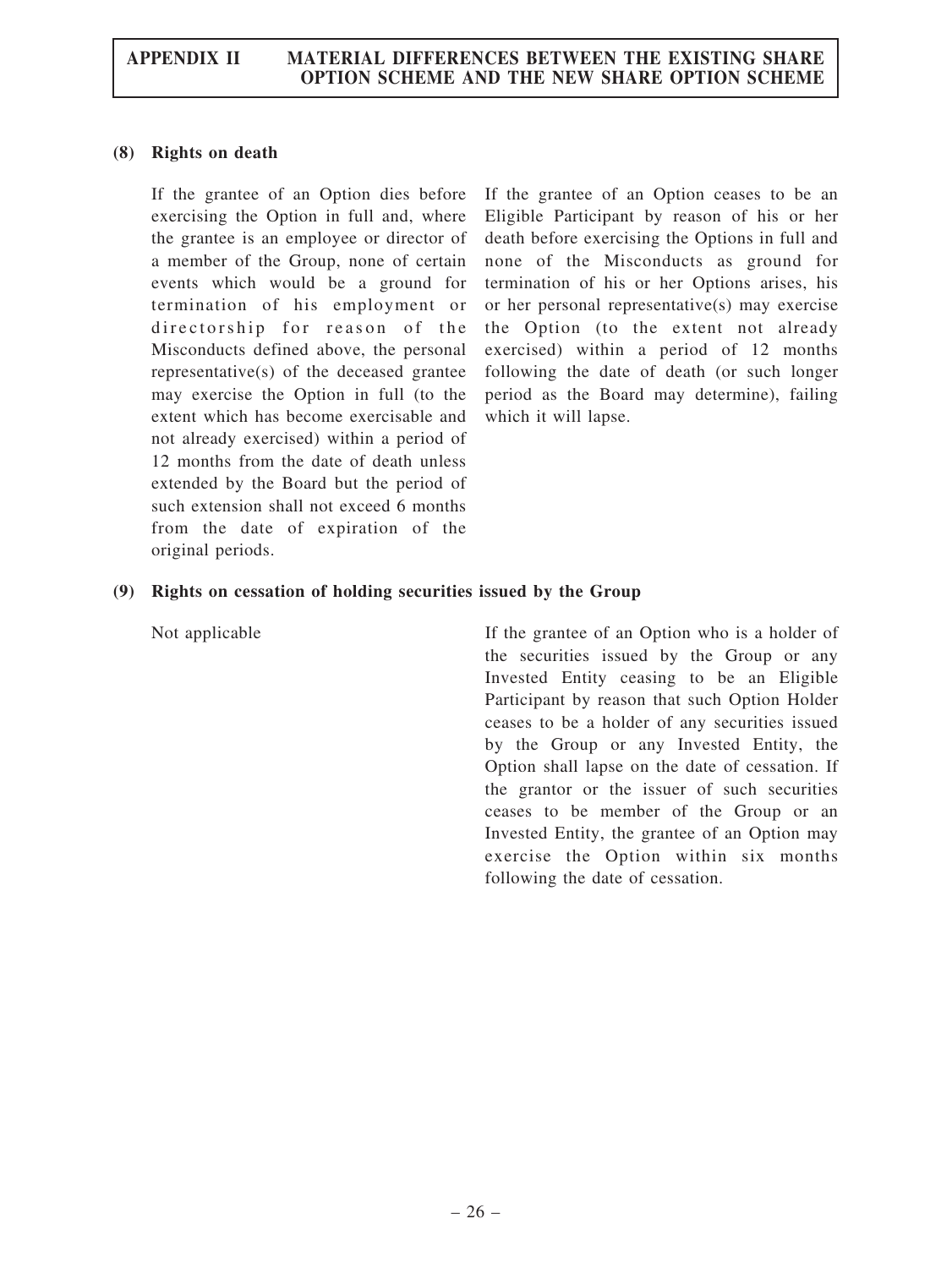### (8) Rights on death

| Existing Share Option Scheme | New Share Option Scheme |
|---|---|
| If the grantee of an Option dies before exercising the Option in full and, where the grantee is an employee or director of a member of the Group, none of certain events which would be a ground for termination of his employment or directorship for reason of the Misconducts defined above, the personal representative(s) of the deceased grantee may exercise the Option in full (to the extent which has become exercisable and not already exercised) within a period of 12 months from the date of death unless extended by the Board but the period of such extension shall not exceed 6 months from the date of expiration of the original periods. | If the grantee of an Option ceases to be an Eligible Participant by reason of his or her death before exercising the Options in full and none of the Misconducts as ground for termination of his or her Options arises, his or her personal representative(s) may exercise the Option (to the extent not already exercised) within a period of 12 months following the date of death (or such longer period as the Board may determine), failing which it will lapse. |

### (9) Rights on cessation of holding securities issued by the Group

| Existing Share Option Scheme | New Share Option Scheme |
|---|---|
| Not applicable | If the grantee of an Option who is a holder of the securities issued by the Group or any Invested Entity ceasing to be an Eligible Participant by reason that such Option Holder ceases to be a holder of any securities issued by the Group or any Invested Entity, the Option shall lapse on the date of cessation. If the grantor or the issuer of such securities ceases to be member of the Group or an Invested Entity, the grantee of an Option may exercise the Option within six months following the date of cessation. |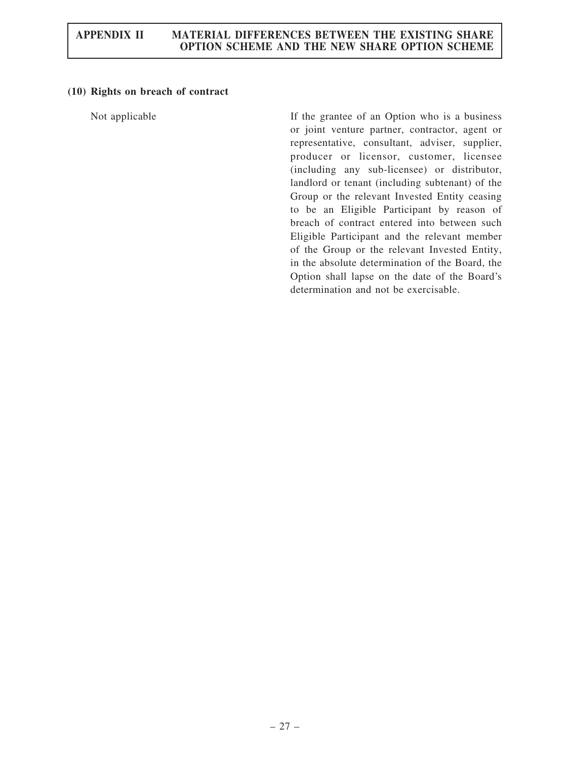### (10) Rights on breach of contract

| Existing Share Option Scheme | New Share Option Scheme |
| --- | --- |
| Not applicable | If the grantee of an Option who is a business or joint venture partner, contractor, agent or representative, consultant, adviser, supplier, producer or licensor, customer, licensee (including any sub-licensee) or distributor, landlord or tenant (including subtenant) of the Group or the relevant Invested Entity ceasing to be an Eligible Participant by reason of breach of contract entered into between such Eligible Participant and the relevant member of the Group or the relevant Invested Entity, in the absolute determination of the Board, the Option shall lapse on the date of the Board's determination and not be exercisable. |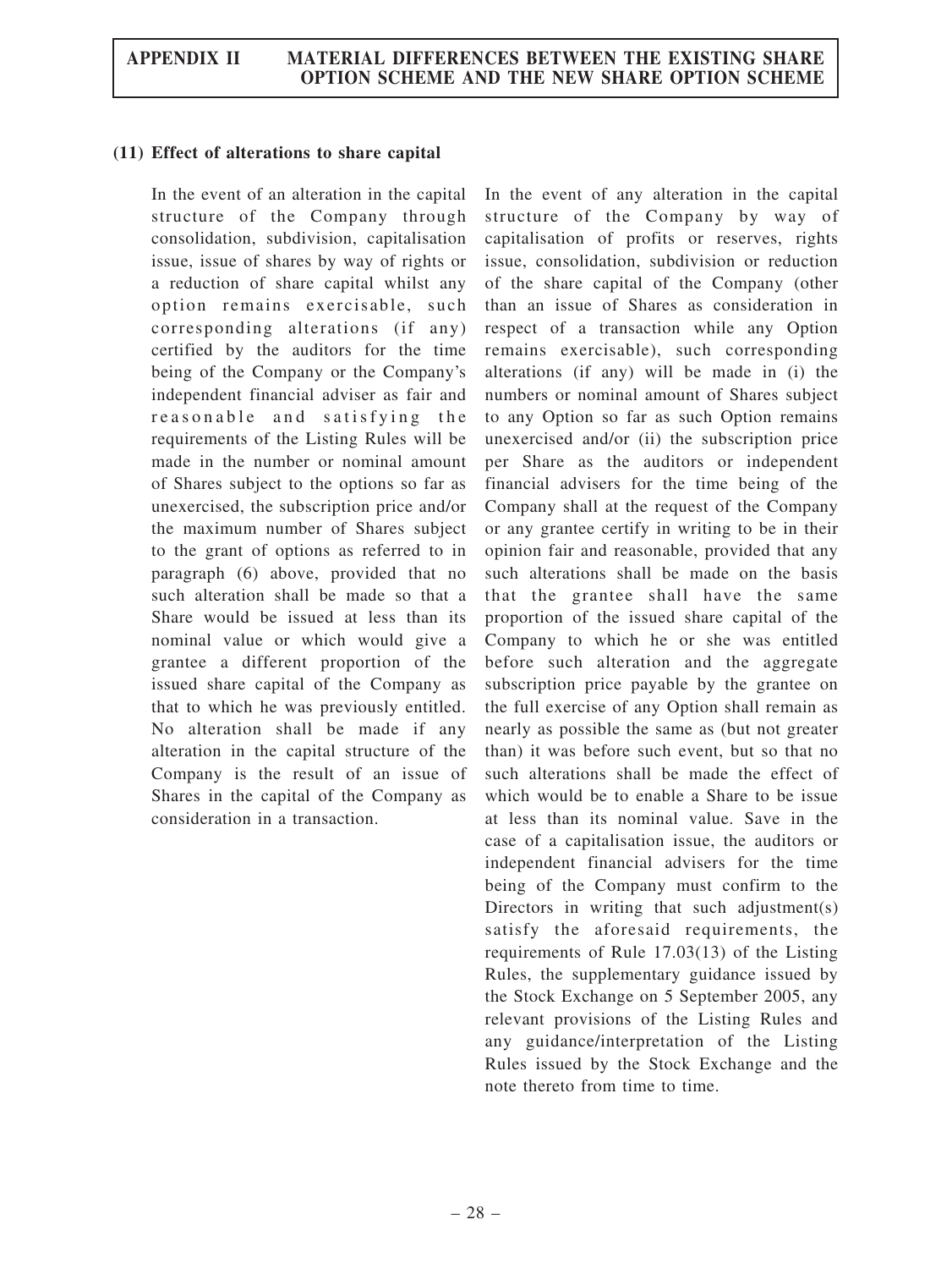### (11) Effect of alterations to share capital

| Existing Share Option Scheme | New Share Option Scheme |
|---|---|
| In the event of an alteration in the capital structure of the Company through consolidation, subdivision, capitalisation issue, issue of shares by way of rights or a reduction of share capital whilst any option remains exercisable, such corresponding alterations (if any) certified by the auditors for the time being of the Company or the Company's independent financial adviser as fair and reasonable and satisfying the requirements of the Listing Rules will be made in the number or nominal amount of Shares subject to the options so far as unexercised, the subscription price and/or the maximum number of Shares subject to the grant of options as referred to in paragraph (6) above, provided that no such alteration shall be made so that a Share would be issued at less than its nominal value or which would give a grantee a different proportion of the issued share capital of the Company as that to which he was previously entitled. No alteration shall be made if any alteration in the capital structure of the Company is the result of an issue of Shares in the capital of the Company as consideration in a transaction. | In the event of any alteration in the capital structure of the Company by way of capitalisation of profits or reserves, rights issue, consolidation, subdivision or reduction of the share capital of the Company (other than an issue of Shares as consideration in respect of a transaction while any Option remains exercisable), such corresponding alterations (if any) will be made in (i) the numbers or nominal amount of Shares subject to any Option so far as such Option remains unexercised and/or (ii) the subscription price per Share as the auditors or independent financial advisers for the time being of the Company shall at the request of the Company or any grantee certify in writing to be in their opinion fair and reasonable, provided that any such alterations shall be made on the basis that the grantee shall have the same proportion of the issued share capital of the Company to which he or she was entitled before such alteration and the aggregate subscription price payable by the grantee on the full exercise of any Option shall remain as nearly as possible the same as (but not greater than) it was before such event, but so that no such alterations shall be made the effect of which would be to enable a Share to be issue at less than its nominal value. Save in the case of a capitalisation issue, the auditors or independent financial advisers for the time being of the Company must confirm to the Directors in writing that such adjustment(s) satisfy the aforesaid requirements, the requirements of Rule 17.03(13) of the Listing Rules, the supplementary guidance issued by the Stock Exchange on 5 September 2005, any relevant provisions of the Listing Rules and any guidance/interpretation of the Listing Rules issued by the Stock Exchange and the note thereto from time to time. |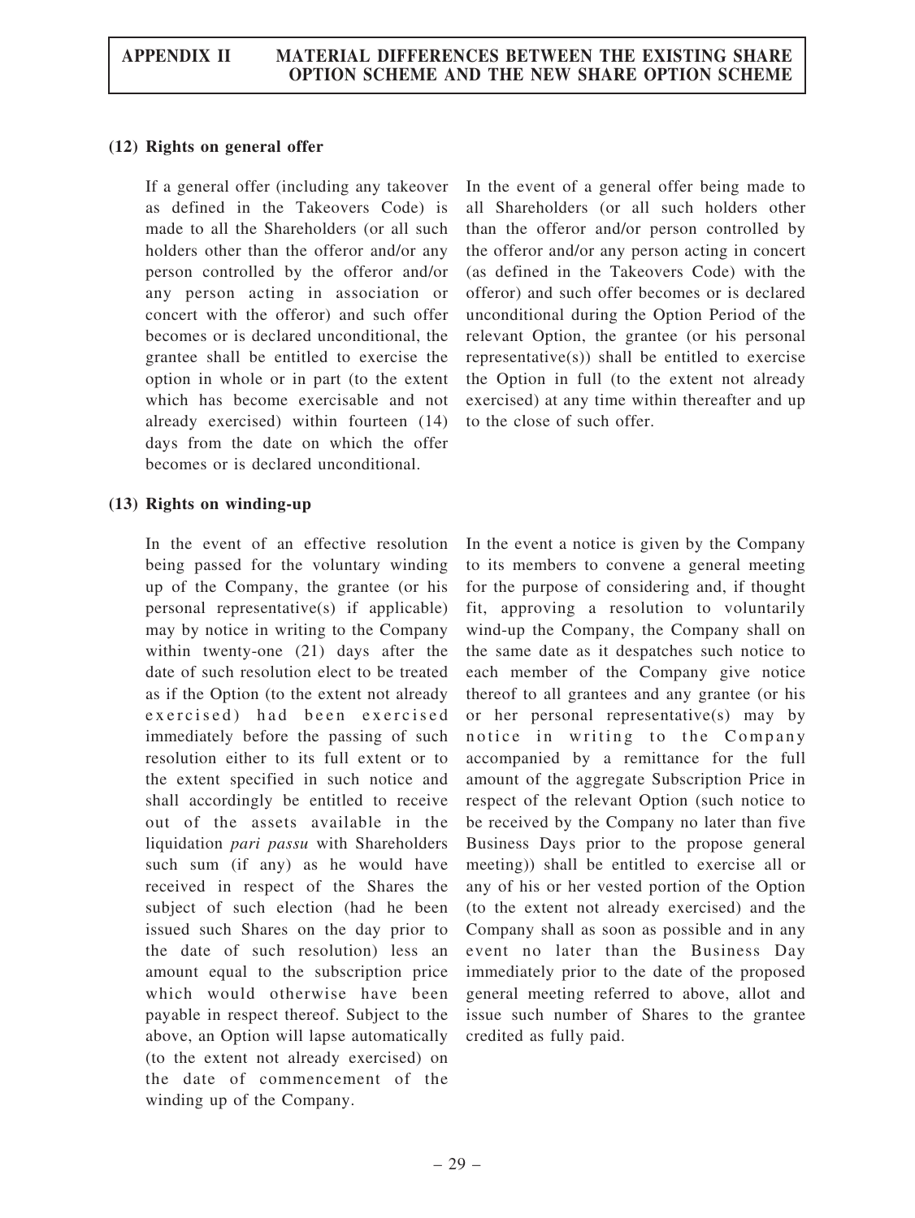### (12) Rights on general offer

| | |
|---|---|
| If a general offer (including any takeover as defined in the Takeovers Code) is made to all the Shareholders (or all such holders other than the offeror and/or any person controlled by the offeror and/or any person acting in association or concert with the offeror) and such offer becomes or is declared unconditional, the grantee shall be entitled to exercise the option in whole or in part (to the extent which has become exercisable and not already exercised) within fourteen (14) days from the date on which the offer becomes or is declared unconditional. | In the event of a general offer being made to all Shareholders (or all such holders other than the offeror and/or person controlled by the offeror and/or any person acting in concert (as defined in the Takeovers Code) with the offeror) and such offer becomes or is declared unconditional during the Option Period of the relevant Option, the grantee (or his personal representative(s)) shall be entitled to exercise the Option in full (to the extent not already exercised) at any time within thereafter and up to the close of such offer. |

### (13) Rights on winding-up

| | |
|---|---|
| In the event of an effective resolution being passed for the voluntary winding up of the Company, the grantee (or his personal representative(s) if applicable) may by notice in writing to the Company within twenty-one (21) days after the date of such resolution elect to be treated as if the Option (to the extent not already exercised) had been exercised immediately before the passing of such resolution either to its full extent or to the extent specified in such notice and shall accordingly be entitled to receive out of the assets available in the liquidation *pari passu* with Shareholders such sum (if any) as he would have received in respect of the Shares the subject of such election (had he been issued such Shares on the day prior to the date of such resolution) less an amount equal to the subscription price which would otherwise have been payable in respect thereof. Subject to the above, an Option will lapse automatically (to the extent not already exercised) on the date of commencement of the winding up of the Company. | In the event a notice is given by the Company to its members to convene a general meeting for the purpose of considering and, if thought fit, approving a resolution to voluntarily wind-up the Company, the Company shall on the same date as it despatches such notice to each member of the Company give notice thereof to all grantees and any grantee (or his or her personal representative(s) may by notice in writing to the Company accompanied by a remittance for the full amount of the aggregate Subscription Price in respect of the relevant Option (such notice to be received by the Company no later than five Business Days prior to the propose general meeting)) shall be entitled to exercise all or any of his or her vested portion of the Option (to the extent not already exercised) and the Company shall as soon as possible and in any event no later than the Business Day immediately prior to the date of the proposed general meeting referred to above, allot and issue such number of Shares to the grantee credited as fully paid. |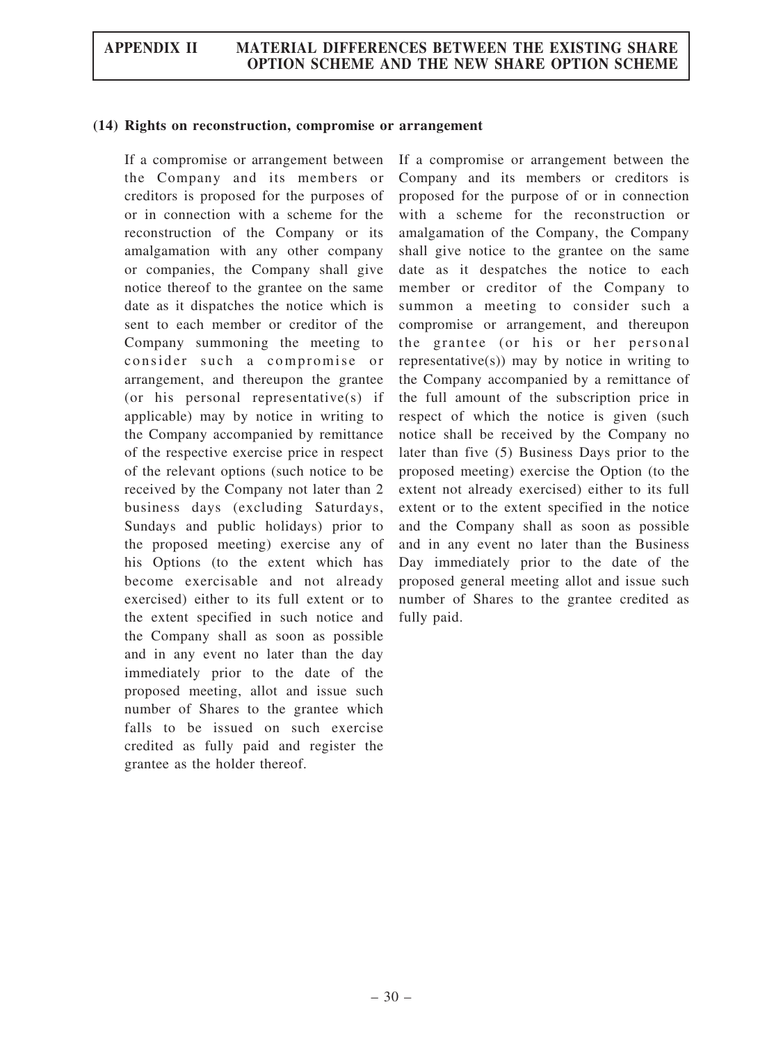### (14) Rights on reconstruction, compromise or arrangement

| Existing Share Option Scheme | New Share Option Scheme |
|---|---|
| If a compromise or arrangement between the Company and its members or creditors is proposed for the purposes of or in connection with a scheme for the reconstruction of the Company or its amalgamation with any other company or companies, the Company shall give notice thereof to the grantee on the same date as it dispatches the notice which is sent to each member or creditor of the Company summoning the meeting to consider such a compromise or arrangement, and thereupon the grantee (or his personal representative(s) if applicable) may by notice in writing to the Company accompanied by remittance of the respective exercise price in respect of the relevant options (such notice to be received by the Company not later than 2 business days (excluding Saturdays, Sundays and public holidays) prior to the proposed meeting) exercise any of his Options (to the extent which has become exercisable and not already exercised) either to its full extent or to the extent specified in such notice and the Company shall as soon as possible and in any event no later than the day immediately prior to the date of the proposed meeting, allot and issue such number of Shares to the grantee which falls to be issued on such exercise credited as fully paid and register the grantee as the holder thereof. | If a compromise or arrangement between the Company and its members or creditors is proposed for the purpose of or in connection with a scheme for the reconstruction or amalgamation of the Company, the Company shall give notice to the grantee on the same date as it despatches the notice to each member or creditor of the Company to summon a meeting to consider such a compromise or arrangement, and thereupon the grantee (or his or her personal representative(s)) may by notice in writing to the Company accompanied by a remittance of the full amount of the subscription price in respect of which the notice is given (such notice shall be received by the Company no later than five (5) Business Days prior to the proposed meeting) exercise the Option (to the extent not already exercised) either to its full extent or to the extent specified in the notice and the Company shall as soon as possible and in any event no later than the Business Day immediately prior to the date of the proposed general meeting allot and issue such number of Shares to the grantee credited as fully paid. |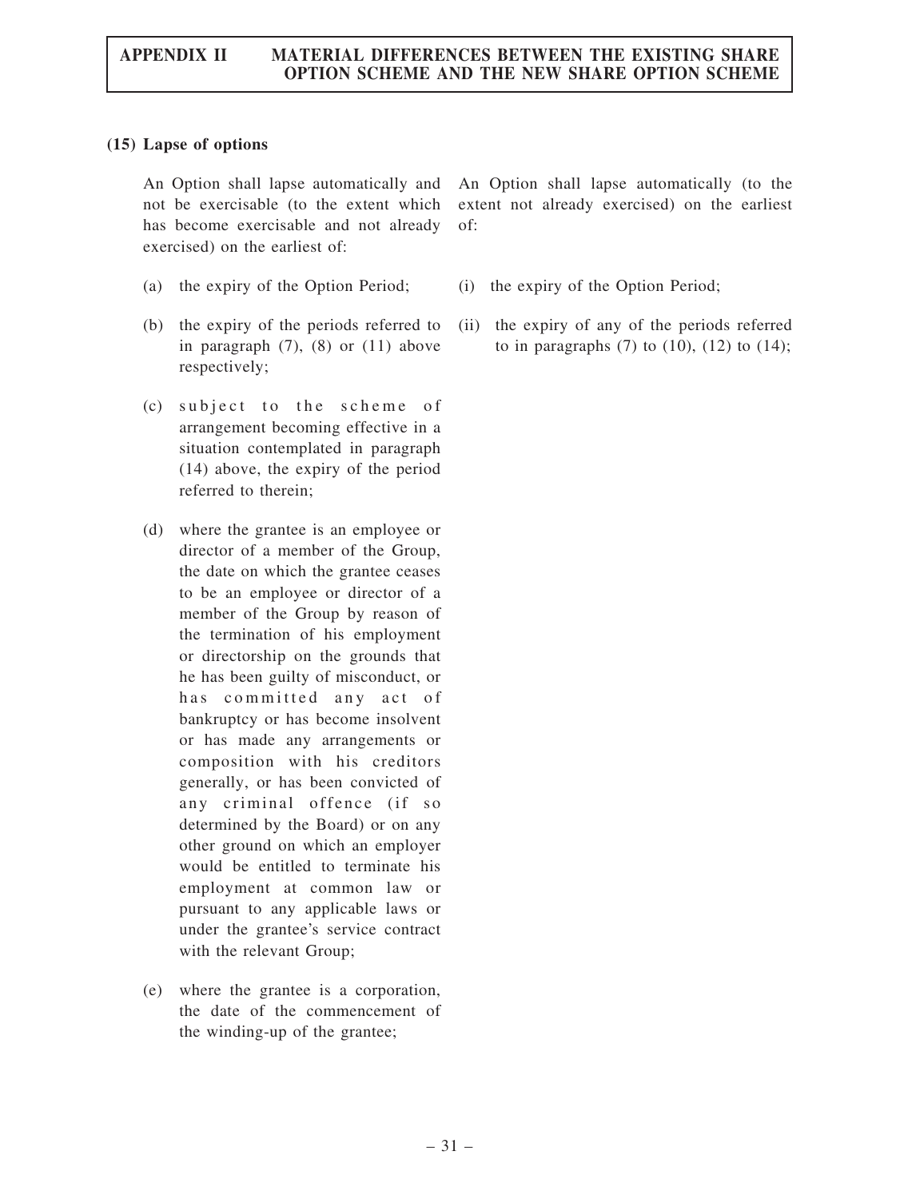### (15) Lapse of options

| Existing Share Option Scheme | New Share Option Scheme |
| --- | --- |
| An Option shall lapse automatically and not be exercisable (to the extent which has become exercisable and not already exercised) on the earliest of: | An Option shall lapse automatically (to the extent not already exercised) on the earliest of: |
| (a) the expiry of the Option Period; | (i) the expiry of the Option Period; |
| (b) the expiry of the periods referred to in paragraph (7), (8) or (11) above respectively; | (ii) the expiry of any of the periods referred to in paragraphs (7) to (10), (12) to (14); |
| (c) subject to the scheme of arrangement becoming effective in a situation contemplated in paragraph (14) above, the expiry of the period referred to therein; | |
| (d) where the grantee is an employee or director of a member of the Group, the date on which the grantee ceases to be an employee or director of a member of the Group by reason of the termination of his employment or directorship on the grounds that he has been guilty of misconduct, or has committed any act of bankruptcy or has become insolvent or has made any arrangements or composition with his creditors generally, or has been convicted of any criminal offence (if so determined by the Board) or on any other ground on which an employer would be entitled to terminate his employment at common law or pursuant to any applicable laws or under the grantee's service contract with the relevant Group; | |
| (e) where the grantee is a corporation, the date of the commencement of the winding-up of the grantee; | |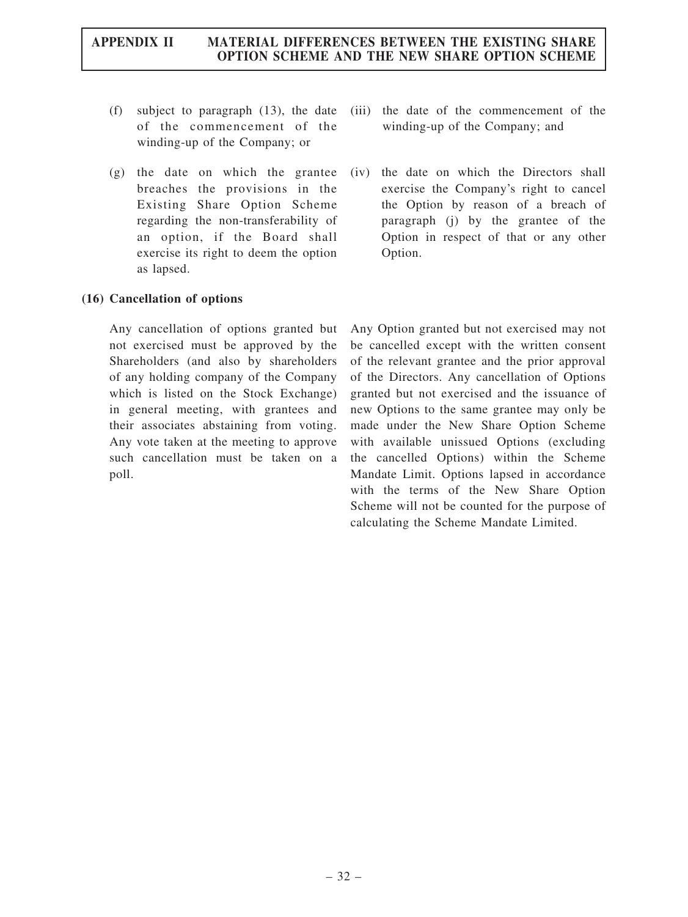| | |
|---|---|
| (f) subject to paragraph (13), the date of the commencement of the winding-up of the Company; or | (iii) the date of the commencement of the winding-up of the Company; and |
| (g) the date on which the grantee breaches the provisions in the Existing Share Option Scheme regarding the non-transferability of an option, if the Board shall exercise its right to deem the option as lapsed. | (iv) the date on which the Directors shall exercise the Company's right to cancel the Option by reason of a breach of paragraph (j) by the grantee of the Option in respect of that or any other Option. |

**(16) Cancellation of options**

| | |
|---|---|
| Any cancellation of options granted but not exercised must be approved by the Shareholders (and also by shareholders of any holding company of the Company which is listed on the Stock Exchange) in general meeting, with grantees and their associates abstaining from voting. Any vote taken at the meeting to approve such cancellation must be taken on a poll. | Any Option granted but not exercised may not be cancelled except with the written consent of the relevant grantee and the prior approval of the Directors. Any cancellation of Options granted but not exercised and the issuance of new Options to the same grantee may only be made under the New Share Option Scheme with available unissued Options (excluding the cancelled Options) within the Scheme Mandate Limit. Options lapsed in accordance with the terms of the New Share Option Scheme will not be counted for the purpose of calculating the Scheme Mandate Limited. |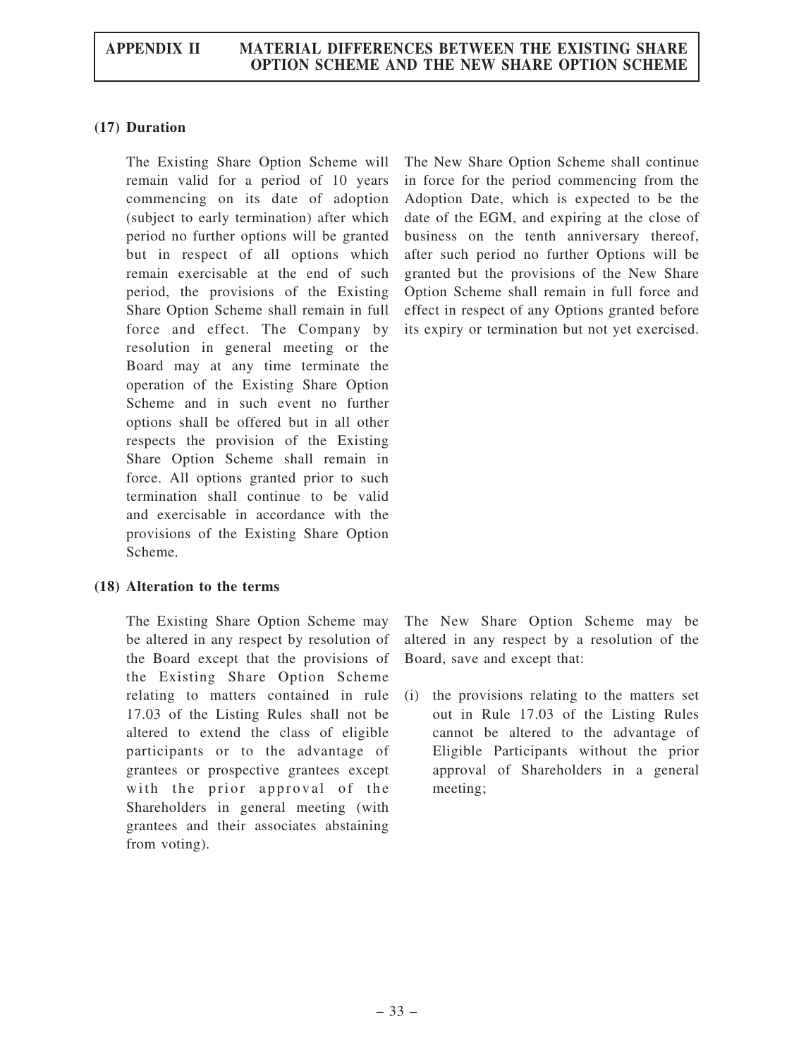### (17) Duration

| Existing Share Option Scheme | New Share Option Scheme |
| --- | --- |
| The Existing Share Option Scheme will remain valid for a period of 10 years commencing on its date of adoption (subject to early termination) after which period no further options will be granted but in respect of all options which remain exercisable at the end of such period, the provisions of the Existing Share Option Scheme shall remain in full force and effect. The Company by resolution in general meeting or the Board may at any time terminate the operation of the Existing Share Option Scheme and in such event no further options shall be offered but in all other respects the provision of the Existing Share Option Scheme shall remain in force. All options granted prior to such termination shall continue to be valid and exercisable in accordance with the provisions of the Existing Share Option Scheme. | The New Share Option Scheme shall continue in force for the period commencing from the Adoption Date, which is expected to be the date of the EGM, and expiring at the close of business on the tenth anniversary thereof, after such period no further Options will be granted but the provisions of the New Share Option Scheme shall remain in full force and effect in respect of any Options granted before its expiry or termination but not yet exercised. |

### (18) Alteration to the terms

| Existing Share Option Scheme | New Share Option Scheme |
| --- | --- |
| The Existing Share Option Scheme may be altered in any respect by resolution of the Board except that the provisions of the Existing Share Option Scheme relating to matters contained in rule 17.03 of the Listing Rules shall not be altered to extend the class of eligible participants or to the advantage of grantees or prospective grantees except with the prior approval of the Shareholders in general meeting (with grantees and their associates abstaining from voting). | The New Share Option Scheme may be altered in any respect by a resolution of the Board, save and except that:<br><br>(i) the provisions relating to the matters set out in Rule 17.03 of the Listing Rules cannot be altered to the advantage of Eligible Participants without the prior approval of Shareholders in a general meeting; |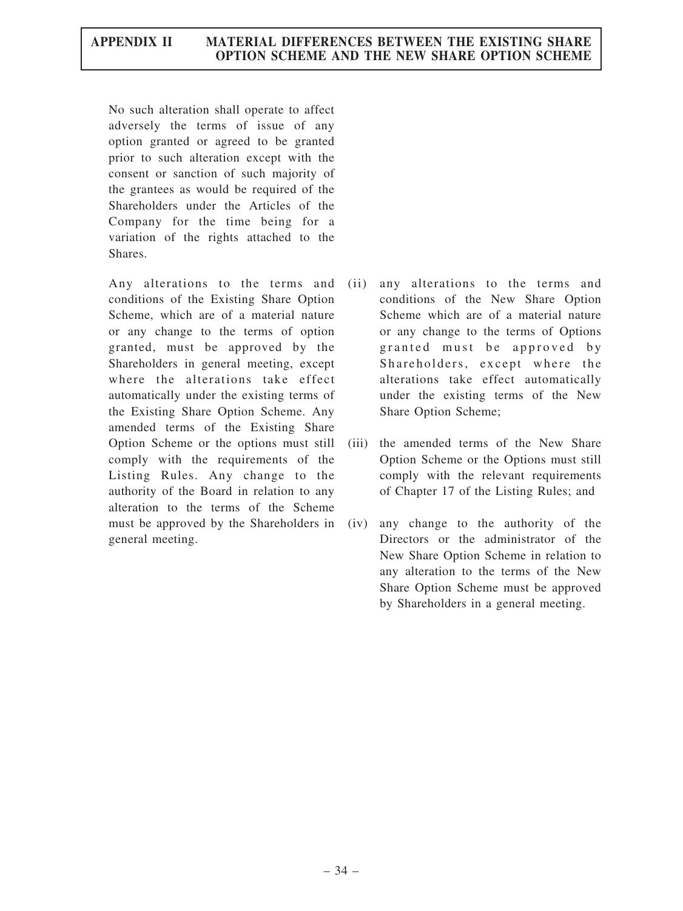| Existing Share Option Scheme | New Share Option Scheme |
|---|---|
| No such alteration shall operate to affect adversely the terms of issue of any option granted or agreed to be granted prior to such alteration except with the consent or sanction of such majority of the grantees as would be required of the Shareholders under the Articles of the Company for the time being for a variation of the rights attached to the Shares. | |
| Any alterations to the terms and conditions of the Existing Share Option Scheme, which are of a material nature or any change to the terms of option granted, must be approved by the Shareholders in general meeting, except where the alterations take effect automatically under the existing terms of the Existing Share Option Scheme. Any amended terms of the Existing Share Option Scheme or the options must still comply with the requirements of the Listing Rules. Any change to the authority of the Board in relation to any alteration to the terms of the Scheme must be approved by the Shareholders in general meeting. | (ii) any alterations to the terms and conditions of the New Share Option Scheme which are of a material nature or any change to the terms of Options granted must be approved by Shareholders, except where the alterations take effect automatically under the existing terms of the New Share Option Scheme;<br><br>(iii) the amended terms of the New Share Option Scheme or the Options must still comply with the relevant requirements of Chapter 17 of the Listing Rules; and<br><br>(iv) any change to the authority of the Directors or the administrator of the New Share Option Scheme in relation to any alteration to the terms of the New Share Option Scheme must be approved by Shareholders in a general meeting. |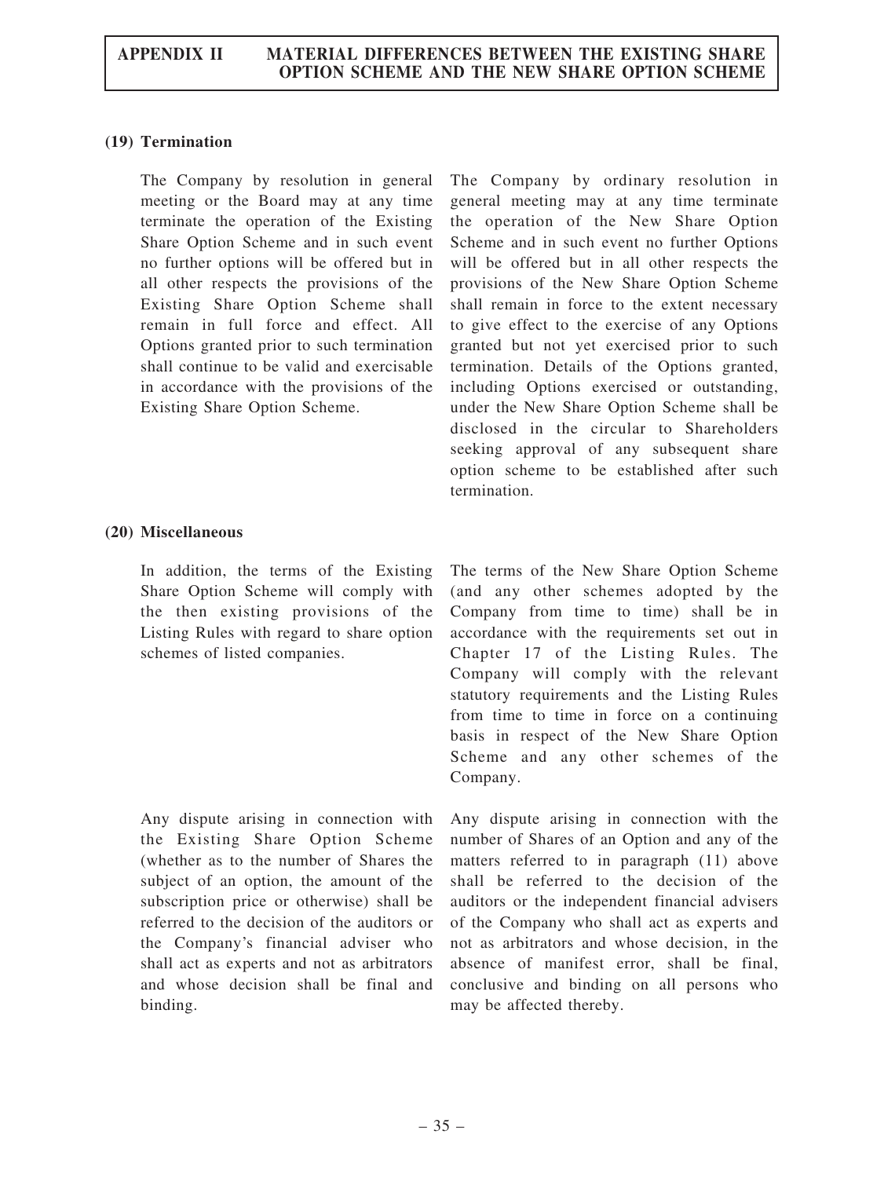### (19) Termination

| Existing Share Option Scheme | New Share Option Scheme |
|---|---|
| The Company by resolution in general meeting or the Board may at any time terminate the operation of the Existing Share Option Scheme and in such event no further options will be offered but in all other respects the provisions of the Existing Share Option Scheme shall remain in full force and effect. All Options granted prior to such termination shall continue to be valid and exercisable in accordance with the provisions of the Existing Share Option Scheme. | The Company by ordinary resolution in general meeting may at any time terminate the operation of the New Share Option Scheme and in such event no further Options will be offered but in all other respects the provisions of the New Share Option Scheme shall remain in force to the extent necessary to give effect to the exercise of any Options granted but not yet exercised prior to such termination. Details of the Options granted, including Options exercised or outstanding, under the New Share Option Scheme shall be disclosed in the circular to Shareholders seeking approval of any subsequent share option scheme to be established after such termination. |

### (20) Miscellaneous

| Existing Share Option Scheme | New Share Option Scheme |
|---|---|
| In addition, the terms of the Existing Share Option Scheme will comply with the then existing provisions of the Listing Rules with regard to share option schemes of listed companies. | The terms of the New Share Option Scheme (and any other schemes adopted by the Company from time to time) shall be in accordance with the requirements set out in Chapter 17 of the Listing Rules. The Company will comply with the relevant statutory requirements and the Listing Rules from time to time in force on a continuing basis in respect of the New Share Option Scheme and any other schemes of the Company. |
| Any dispute arising in connection with the Existing Share Option Scheme (whether as to the number of Shares the subject of an option, the amount of the subscription price or otherwise) shall be referred to the decision of the auditors or the Company's financial adviser who shall act as experts and not as arbitrators and whose decision shall be final and binding. | Any dispute arising in connection with the number of Shares of an Option and any of the matters referred to in paragraph (11) above shall be referred to the decision of the auditors or the independent financial advisers of the Company who shall act as experts and not as arbitrators and whose decision, in the absence of manifest error, shall be final, conclusive and binding on all persons who may be affected thereby. |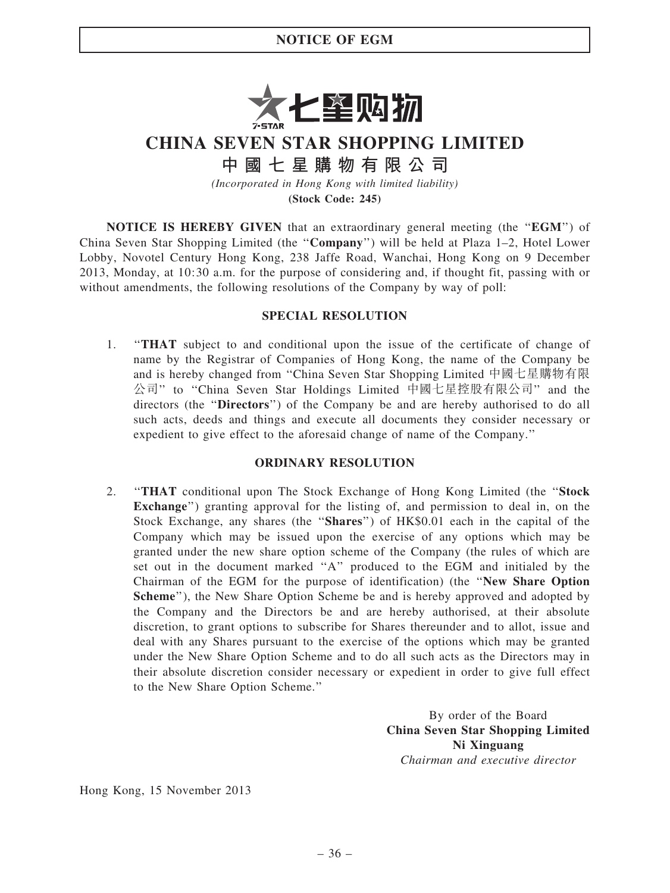# NOTICE OF EGM

# CHINA SEVEN STAR SHOPPING LIMITED

# 中國七星購物有限公司

*(Incorporated in Hong Kong with limited liability)*

**(Stock Code: 245)**

**NOTICE IS HEREBY GIVEN** that an extraordinary general meeting (the "**EGM**") of China Seven Star Shopping Limited (the "**Company**") will be held at Plaza 1–2, Hotel Lower Lobby, Novotel Century Hong Kong, 238 Jaffe Road, Wanchai, Hong Kong on 9 December 2013, Monday, at 10:30 a.m. for the purpose of considering and, if thought fit, passing with or without amendments, the following resolutions of the Company by way of poll:

## SPECIAL RESOLUTION

1. "**THAT** subject to and conditional upon the issue of the certificate of change of name by the Registrar of Companies of Hong Kong, the name of the Company be and is hereby changed from "China Seven Star Shopping Limited 中國七星購物有限公司" to "China Seven Star Holdings Limited 中國七星控股有限公司" and the directors (the "**Directors**") of the Company be and are hereby authorised to do all such acts, deeds and things and execute all documents they consider necessary or expedient to give effect to the aforesaid change of name of the Company."

## ORDINARY RESOLUTION

2. "**THAT** conditional upon The Stock Exchange of Hong Kong Limited (the "**Stock Exchange**") granting approval for the listing of, and permission to deal in, on the Stock Exchange, any shares (the "**Shares**") of HK$0.01 each in the capital of the Company which may be issued upon the exercise of any options which may be granted under the new share option scheme of the Company (the rules of which are set out in the document marked "A" produced to the EGM and initialed by the Chairman of the EGM for the purpose of identification) (the "**New Share Option Scheme**"), the New Share Option Scheme be and is hereby approved and adopted by the Company and the Directors be and are hereby authorised, at their absolute discretion, to grant options to subscribe for Shares thereunder and to allot, issue and deal with any Shares pursuant to the exercise of the options which may be granted under the New Share Option Scheme and to do all such acts as the Directors may in their absolute discretion consider necessary or expedient in order to give full effect to the New Share Option Scheme."

By order of the Board
**China Seven Star Shopping Limited**
**Ni Xinguang**
*Chairman and executive director*

Hong Kong, 15 November 2013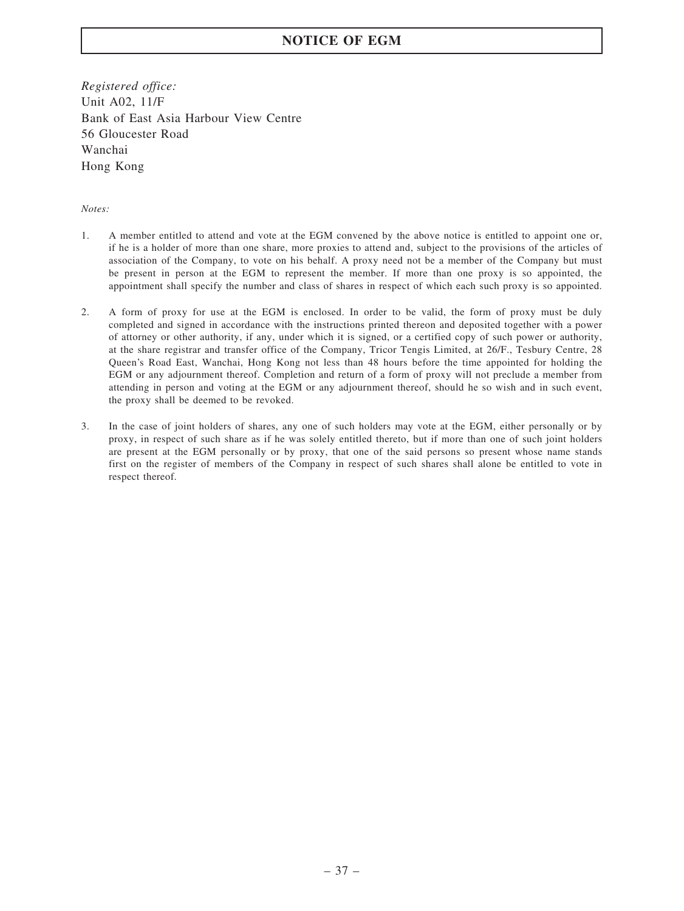*Registered office:*
Unit A02, 11/F
Bank of East Asia Harbour View Centre
56 Gloucester Road
Wanchai
Hong Kong

*Notes:*

1. A member entitled to attend and vote at the EGM convened by the above notice is entitled to appoint one or, if he is a holder of more than one share, more proxies to attend and, subject to the provisions of the articles of association of the Company, to vote on his behalf. A proxy need not be a member of the Company but must be present in person at the EGM to represent the member. If more than one proxy is so appointed, the appointment shall specify the number and class of shares in respect of which each such proxy is so appointed.

2. A form of proxy for use at the EGM is enclosed. In order to be valid, the form of proxy must be duly completed and signed in accordance with the instructions printed thereon and deposited together with a power of attorney or other authority, if any, under which it is signed, or a certified copy of such power or authority, at the share registrar and transfer office of the Company, Tricor Tengis Limited, at 26/F., Tesbury Centre, 28 Queen's Road East, Wanchai, Hong Kong not less than 48 hours before the time appointed for holding the EGM or any adjournment thereof. Completion and return of a form of proxy will not preclude a member from attending in person and voting at the EGM or any adjournment thereof, should he so wish and in such event, the proxy shall be deemed to be revoked.

3. In the case of joint holders of shares, any one of such holders may vote at the EGM, either personally or by proxy, in respect of such share as if he was solely entitled thereto, but if more than one of such joint holders are present at the EGM personally or by proxy, that one of the said persons so present whose name stands first on the register of members of the Company in respect of such shares shall alone be entitled to vote in respect thereof.